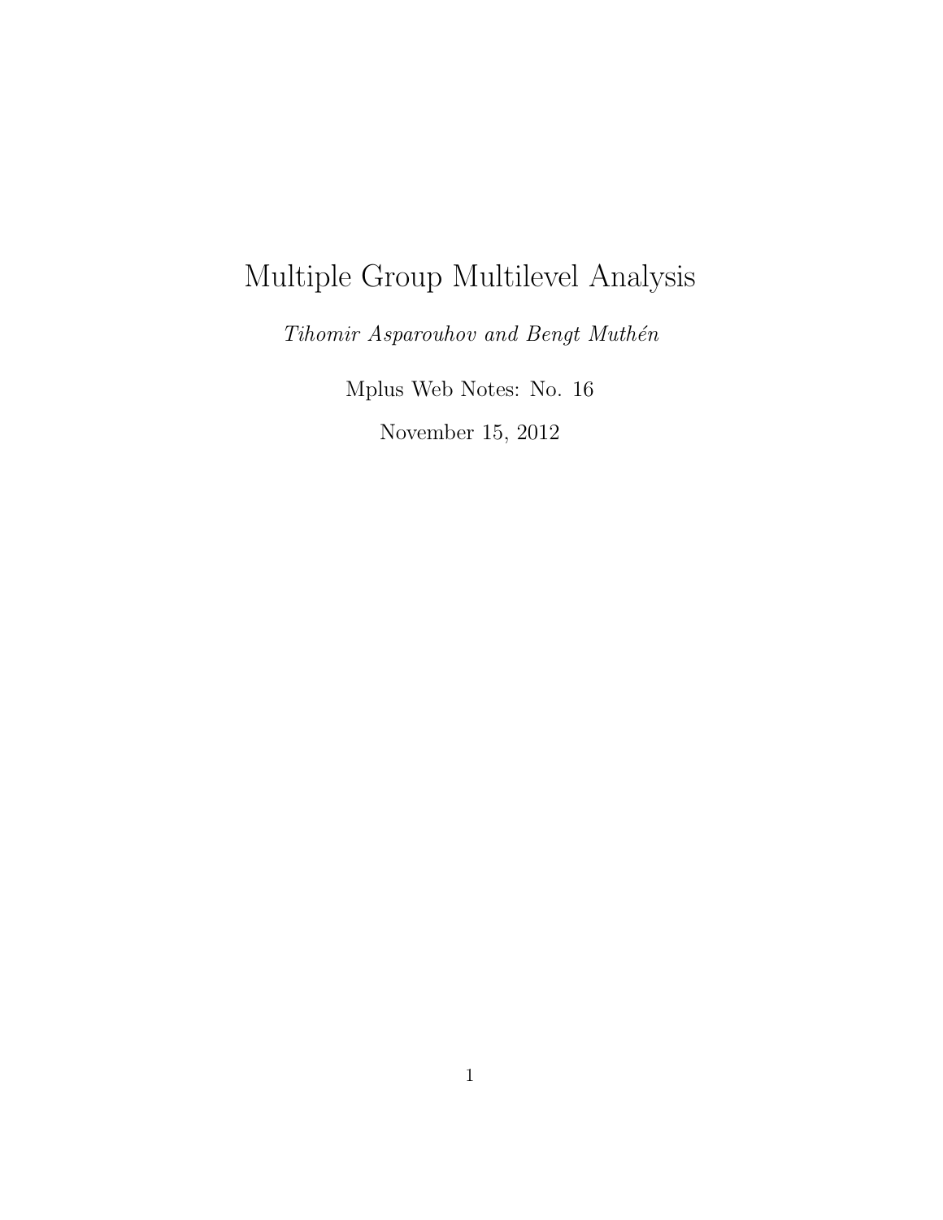# Multiple Group Multilevel Analysis

*Tihomir Asparouhov and Bengt Muthén*

Mplus Web Notes: No. 16

November 15, 2012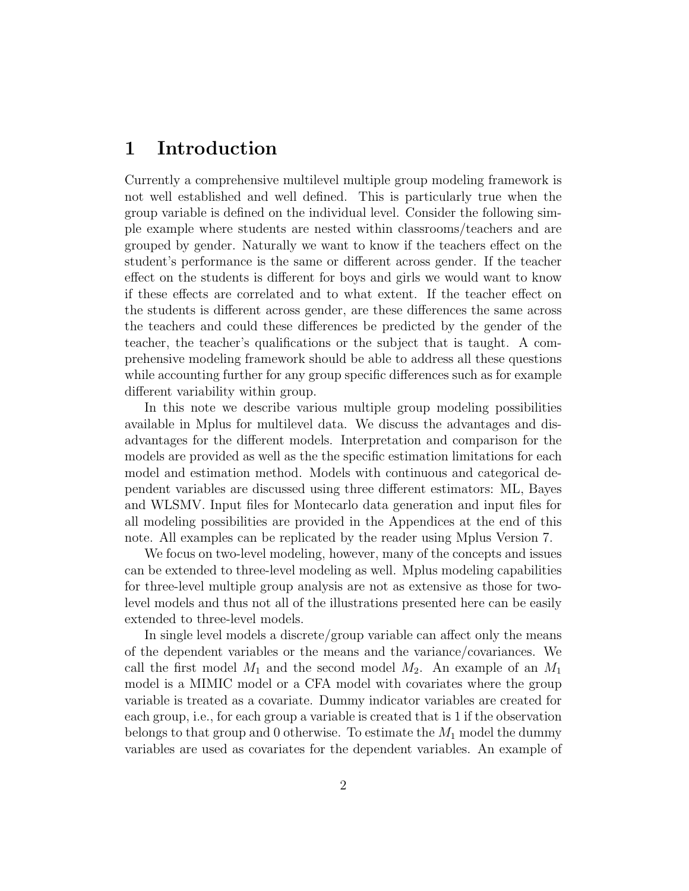# 1 Introduction

Currently a comprehensive multilevel multiple group modeling framework is not well established and well defined. This is particularly true when the group variable is defined on the individual level. Consider the following simple example where students are nested within classrooms/teachers and are grouped by gender. Naturally we want to know if the teachers effect on the student's performance is the same or different across gender. If the teacher effect on the students is different for boys and girls we would want to know if these effects are correlated and to what extent. If the teacher effect on the students is different across gender, are these differences the same across the teachers and could these differences be predicted by the gender of the teacher, the teacher's qualifications or the subject that is taught. A comprehensive modeling framework should be able to address all these questions while accounting further for any group specific differences such as for example different variability within group.

In this note we describe various multiple group modeling possibilities available in Mplus for multilevel data. We discuss the advantages and disadvantages for the different models. Interpretation and comparison for the models are provided as well as the the specific estimation limitations for each model and estimation method. Models with continuous and categorical dependent variables are discussed using three different estimators: ML, Bayes and WLSMV. Input files for Montecarlo data generation and input files for all modeling possibilities are provided in the Appendices at the end of this note. All examples can be replicated by the reader using Mplus Version 7.

We focus on two-level modeling, however, many of the concepts and issues can be extended to three-level modeling as well. Mplus modeling capabilities for three-level multiple group analysis are not as extensive as those for two-level models and thus not all of the illustrations presented here can be easily extended to three-level models.

In single level models a discrete/group variable can affect only the means of the dependent variables or the means and the variance/covariances. We call the first model $M_1$ and the second model $M_2$. An example of an $M_1$ model is a MIMIC model or a CFA model with covariates where the group variable is treated as a covariate. Dummy indicator variables are created for each group, i.e., for each group a variable is created that is 1 if the observation belongs to that group and 0 otherwise. To estimate the $M_1$ model the dummy variables are used as covariates for the dependent variables. An example of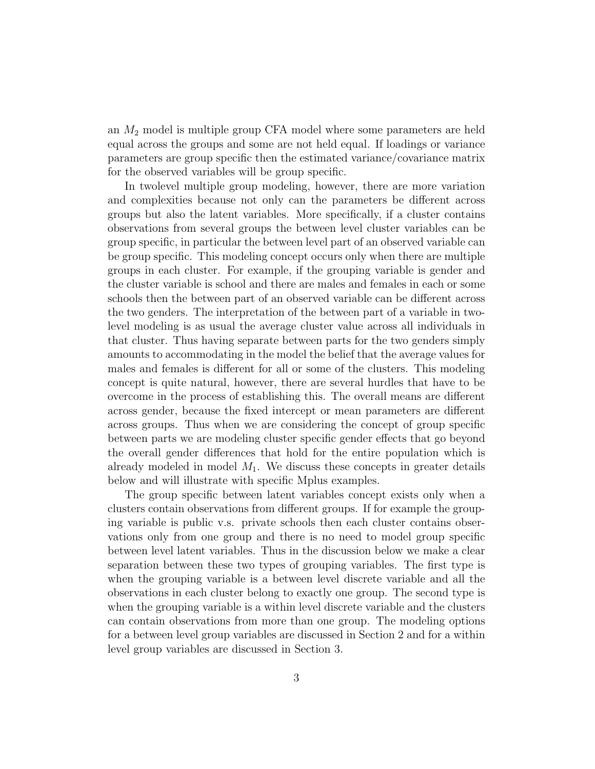an $M_2$ model is multiple group CFA model where some parameters are held equal across the groups and some are not held equal. If loadings or variance parameters are group specific then the estimated variance/covariance matrix for the observed variables will be group specific.

In twolevel multiple group modeling, however, there are more variation and complexities because not only can the parameters be different across groups but also the latent variables. More specifically, if a cluster contains observations from several groups the between level cluster variables can be group specific, in particular the between level part of an observed variable can be group specific. This modeling concept occurs only when there are multiple groups in each cluster. For example, if the grouping variable is gender and the cluster variable is school and there are males and females in each or some schools then the between part of an observed variable can be different across the two genders. The interpretation of the between part of a variable in two-level modeling is as usual the average cluster value across all individuals in that cluster. Thus having separate between parts for the two genders simply amounts to accommodating in the model the belief that the average values for males and females is different for all or some of the clusters. This modeling concept is quite natural, however, there are several hurdles that have to be overcome in the process of establishing this. The overall means are different across gender, because the fixed intercept or mean parameters are different across groups. Thus when we are considering the concept of group specific between parts we are modeling cluster specific gender effects that go beyond the overall gender differences that hold for the entire population which is already modeled in model $M_1$. We discuss these concepts in greater details below and will illustrate with specific Mplus examples.

The group specific between latent variables concept exists only when a clusters contain observations from different groups. If for example the grouping variable is public v.s. private schools then each cluster contains observations only from one group and there is no need to model group specific between level latent variables. Thus in the discussion below we make a clear separation between these two types of grouping variables. The first type is when the grouping variable is a between level discrete variable and all the observations in each cluster belong to exactly one group. The second type is when the grouping variable is a within level discrete variable and the clusters can contain observations from more than one group. The modeling options for a between level group variables are discussed in Section 2 and for a within level group variables are discussed in Section 3.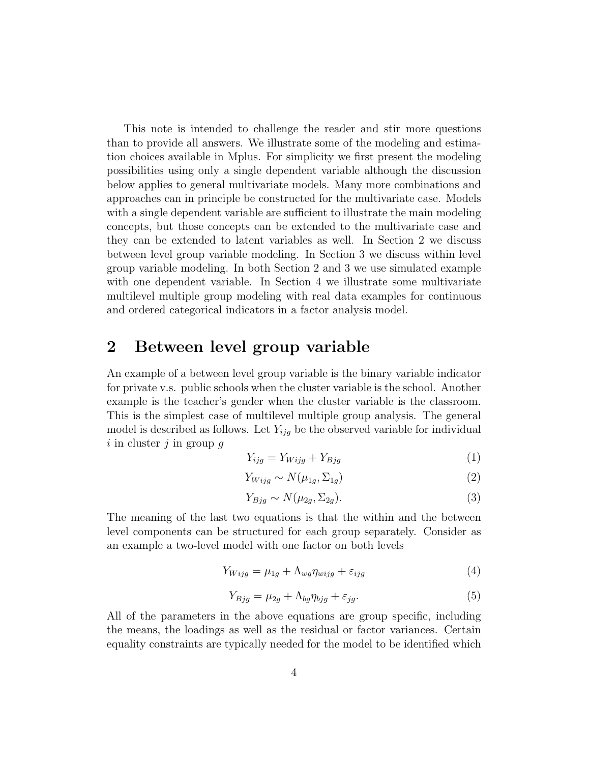This note is intended to challenge the reader and stir more questions than to provide all answers. We illustrate some of the modeling and estimation choices available in Mplus. For simplicity we first present the modeling possibilities using only a single dependent variable although the discussion below applies to general multivariate models. Many more combinations and approaches can in principle be constructed for the multivariate case. Models with a single dependent variable are sufficient to illustrate the main modeling concepts, but those concepts can be extended to the multivariate case and they can be extended to latent variables as well. In Section 2 we discuss between level group variable modeling. In Section 3 we discuss within level group variable modeling. In both Section 2 and 3 we use simulated example with one dependent variable. In Section 4 we illustrate some multivariate multilevel multiple group modeling with real data examples for continuous and ordered categorical indicators in a factor analysis model.

## 2 Between level group variable

An example of a between level group variable is the binary variable indicator for private v.s. public schools when the cluster variable is the school. Another example is the teacher's gender when the cluster variable is the classroom. This is the simplest case of multilevel multiple group analysis. The general model is described as follows. Let $Y_{ijg}$ be the observed variable for individual $i$ in cluster $j$ in group $g$

$$Y_{ijg} = Y_{Wijg} + Y_{Bjg} \tag{1}$$

$$Y_{Wijg} \sim N(\mu_{1g}, \Sigma_{1g}) \tag{2}$$

$$Y_{Bjg} \sim N(\mu_{2g}, \Sigma_{2g}). \tag{3}$$

The meaning of the last two equations is that the within and the between level components can be structured for each group separately. Consider as an example a two-level model with one factor on both levels

$$Y_{Wijg} = \mu_{1g} + \Lambda_{wg}\eta_{wijg} + \varepsilon_{ijg} \tag{4}$$

$$Y_{Bjg} = \mu_{2g} + \Lambda_{bg}\eta_{bjg} + \varepsilon_{jg}. \tag{5}$$

All of the parameters in the above equations are group specific, including the means, the loadings as well as the residual or factor variances. Certain equality constraints are typically needed for the model to be identified which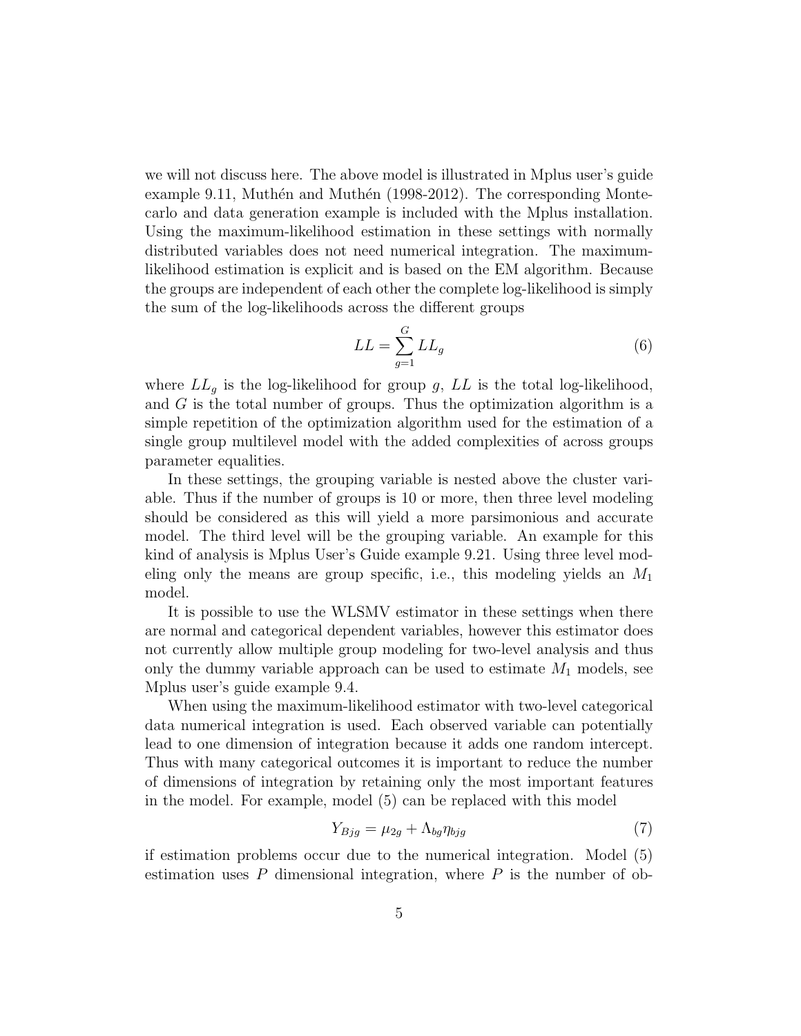we will not discuss here. The above model is illustrated in Mplus user's guide example 9.11, Muthén and Muthén (1998-2012). The corresponding Montecarlo and data generation example is included with the Mplus installation. Using the maximum-likelihood estimation in these settings with normally distributed variables does not need numerical integration. The maximum-likelihood estimation is explicit and is based on the EM algorithm. Because the groups are independent of each other the complete log-likelihood is simply the sum of the log-likelihoods across the different groups

$$LL = \sum_{g=1}^{G} LL_g \tag{6}$$

where $LL_g$ is the log-likelihood for group $g$, $LL$ is the total log-likelihood, and $G$ is the total number of groups. Thus the optimization algorithm is a simple repetition of the optimization algorithm used for the estimation of a single group multilevel model with the added complexities of across groups parameter equalities.

In these settings, the grouping variable is nested above the cluster variable. Thus if the number of groups is 10 or more, then three level modeling should be considered as this will yield a more parsimonious and accurate model. The third level will be the grouping variable. An example for this kind of analysis is Mplus User's Guide example 9.21. Using three level modeling only the means are group specific, i.e., this modeling yields an $M_1$ model.

It is possible to use the WLSMV estimator in these settings when there are normal and categorical dependent variables, however this estimator does not currently allow multiple group modeling for two-level analysis and thus only the dummy variable approach can be used to estimate $M_1$ models, see Mplus user's guide example 9.4.

When using the maximum-likelihood estimator with two-level categorical data numerical integration is used. Each observed variable can potentially lead to one dimension of integration because it adds one random intercept. Thus with many categorical outcomes it is important to reduce the number of dimensions of integration by retaining only the most important features in the model. For example, model (5) can be replaced with this model

$$Y_{Bjg} = \mu_{2g} + \Lambda_{bg}\eta_{bjg} \tag{7}$$

if estimation problems occur due to the numerical integration. Model (5) estimation uses $P$ dimensional integration, where $P$ is the number of ob-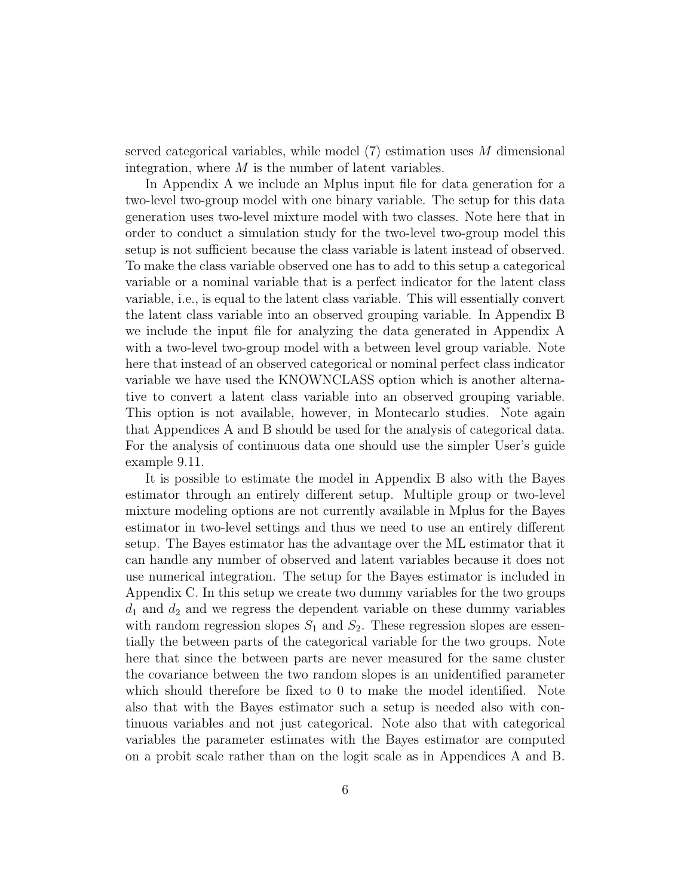served categorical variables, while model (7) estimation uses $M$ dimensional integration, where $M$ is the number of latent variables.

In Appendix A we include an Mplus input file for data generation for a two-level two-group model with one binary variable. The setup for this data generation uses two-level mixture model with two classes. Note here that in order to conduct a simulation study for the two-level two-group model this setup is not sufficient because the class variable is latent instead of observed. To make the class variable observed one has to add to this setup a categorical variable or a nominal variable that is a perfect indicator for the latent class variable, i.e., is equal to the latent class variable. This will essentially convert the latent class variable into an observed grouping variable. In Appendix B we include the input file for analyzing the data generated in Appendix A with a two-level two-group model with a between level group variable. Note here that instead of an observed categorical or nominal perfect class indicator variable we have used the KNOWNCLASS option which is another alternative to convert a latent class variable into an observed grouping variable. This option is not available, however, in Montecarlo studies. Note again that Appendices A and B should be used for the analysis of categorical data. For the analysis of continuous data one should use the simpler User's guide example 9.11.

It is possible to estimate the model in Appendix B also with the Bayes estimator through an entirely different setup. Multiple group or two-level mixture modeling options are not currently available in Mplus for the Bayes estimator in two-level settings and thus we need to use an entirely different setup. The Bayes estimator has the advantage over the ML estimator that it can handle any number of observed and latent variables because it does not use numerical integration. The setup for the Bayes estimator is included in Appendix C. In this setup we create two dummy variables for the two groups $d_1$ and $d_2$ and we regress the dependent variable on these dummy variables with random regression slopes $S_1$ and $S_2$. These regression slopes are essentially the between parts of the categorical variable for the two groups. Note here that since the between parts are never measured for the same cluster the covariance between the two random slopes is an unidentified parameter which should therefore be fixed to 0 to make the model identified. Note also that with the Bayes estimator such a setup is needed also with continuous variables and not just categorical. Note also that with categorical variables the parameter estimates with the Bayes estimator are computed on a probit scale rather than on the logit scale as in Appendices A and B.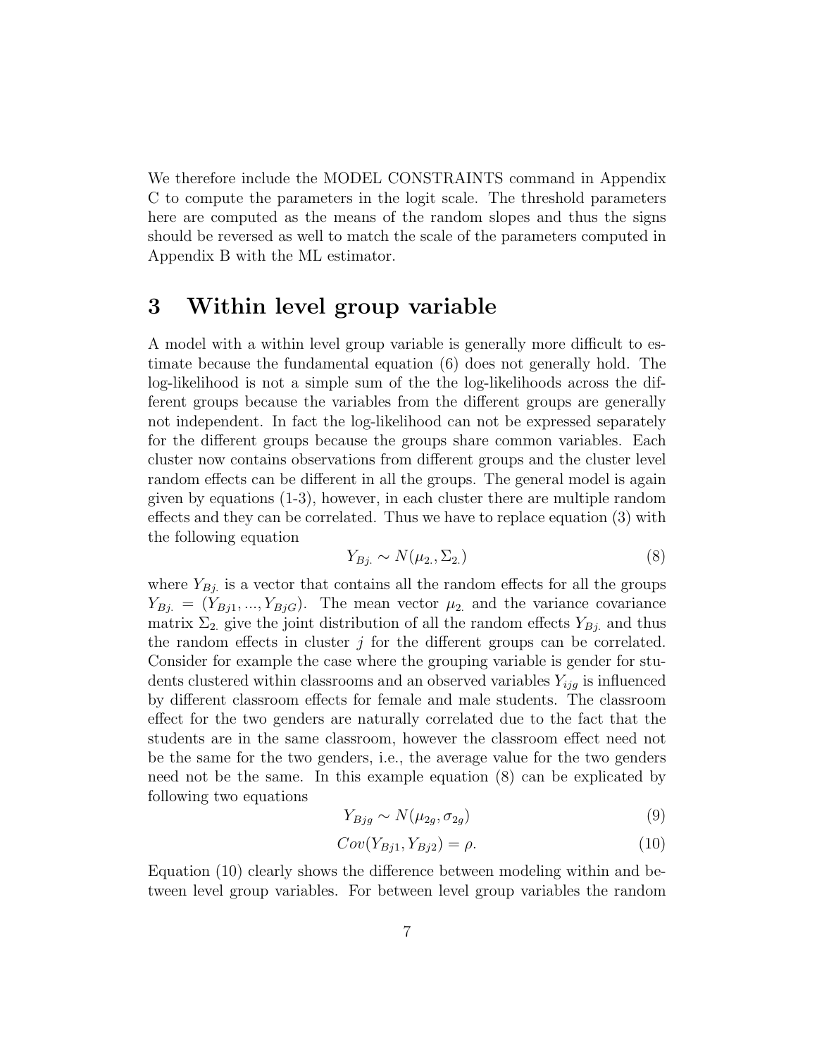We therefore include the MODEL CONSTRAINTS command in Appendix C to compute the parameters in the logit scale. The threshold parameters here are computed as the means of the random slopes and thus the signs should be reversed as well to match the scale of the parameters computed in Appendix B with the ML estimator.

## 3 Within level group variable

A model with a within level group variable is generally more difficult to estimate because the fundamental equation (6) does not generally hold. The log-likelihood is not a simple sum of the the log-likelihoods across the different groups because the variables from the different groups are generally not independent. In fact the log-likelihood can not be expressed separately for the different groups because the groups share common variables. Each cluster now contains observations from different groups and the cluster level random effects can be different in all the groups. The general model is again given by equations (1-3), however, in each cluster there are multiple random effects and they can be correlated. Thus we have to replace equation (3) with the following equation

$$Y_{Bj.} \sim N(\mu_{2.}, \Sigma_{2.}) \tag{8}$$

where $Y_{Bj.}$ is a vector that contains all the random effects for all the groups $Y_{Bj.} = (Y_{Bj1}, ..., Y_{BjG})$. The mean vector $\mu_{2.}$ and the variance covariance matrix $\Sigma_{2.}$ give the joint distribution of all the random effects $Y_{Bj.}$ and thus the random effects in cluster $j$ for the different groups can be correlated. Consider for example the case where the grouping variable is gender for students clustered within classrooms and an observed variables $Y_{ijg}$ is influenced by different classroom effects for female and male students. The classroom effect for the two genders are naturally correlated due to the fact that the students are in the same classroom, however the classroom effect need not be the same for the two genders, i.e., the average value for the two genders need not be the same. In this example equation (8) can be explicated by following two equations

$$Y_{Bjg} \sim N(\mu_{2g}, \sigma_{2g}) \tag{9}$$

$$Cov(Y_{Bj1}, Y_{Bj2}) = \rho. \tag{10}$$

Equation (10) clearly shows the difference between modeling within and between level group variables. For between level group variables the random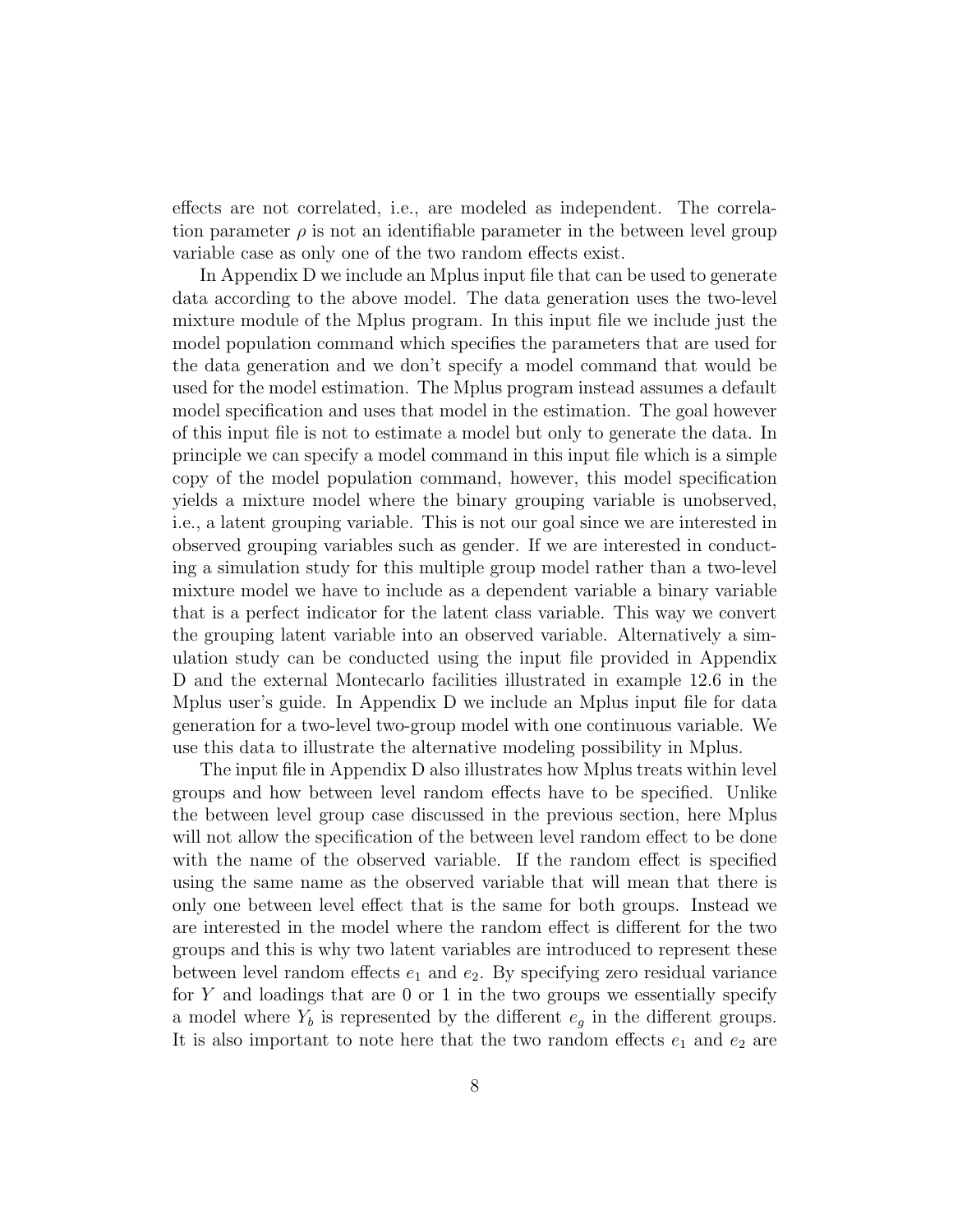effects are not correlated, i.e., are modeled as independent. The correlation parameter $\rho$ is not an identifiable parameter in the between level group variable case as only one of the two random effects exist.

In Appendix D we include an Mplus input file that can be used to generate data according to the above model. The data generation uses the two-level mixture module of the Mplus program. In this input file we include just the model population command which specifies the parameters that are used for the data generation and we don't specify a model command that would be used for the model estimation. The Mplus program instead assumes a default model specification and uses that model in the estimation. The goal however of this input file is not to estimate a model but only to generate the data. In principle we can specify a model command in this input file which is a simple copy of the model population command, however, this model specification yields a mixture model where the binary grouping variable is unobserved, i.e., a latent grouping variable. This is not our goal since we are interested in observed grouping variables such as gender. If we are interested in conducting a simulation study for this multiple group model rather than a two-level mixture model we have to include as a dependent variable a binary variable that is a perfect indicator for the latent class variable. This way we convert the grouping latent variable into an observed variable. Alternatively a simulation study can be conducted using the input file provided in Appendix D and the external Montecarlo facilities illustrated in example 12.6 in the Mplus user's guide. In Appendix D we include an Mplus input file for data generation for a two-level two-group model with one continuous variable. We use this data to illustrate the alternative modeling possibility in Mplus.

The input file in Appendix D also illustrates how Mplus treats within level groups and how between level random effects have to be specified. Unlike the between level group case discussed in the previous section, here Mplus will not allow the specification of the between level random effect to be done with the name of the observed variable. If the random effect is specified using the same name as the observed variable that will mean that there is only one between level effect that is the same for both groups. Instead we are interested in the model where the random effect is different for the two groups and this is why two latent variables are introduced to represent these between level random effects $e_1$ and $e_2$. By specifying zero residual variance for $Y$ and loadings that are 0 or 1 in the two groups we essentially specify a model where $Y_b$ is represented by the different $e_g$ in the different groups. It is also important to note here that the two random effects $e_1$ and $e_2$ are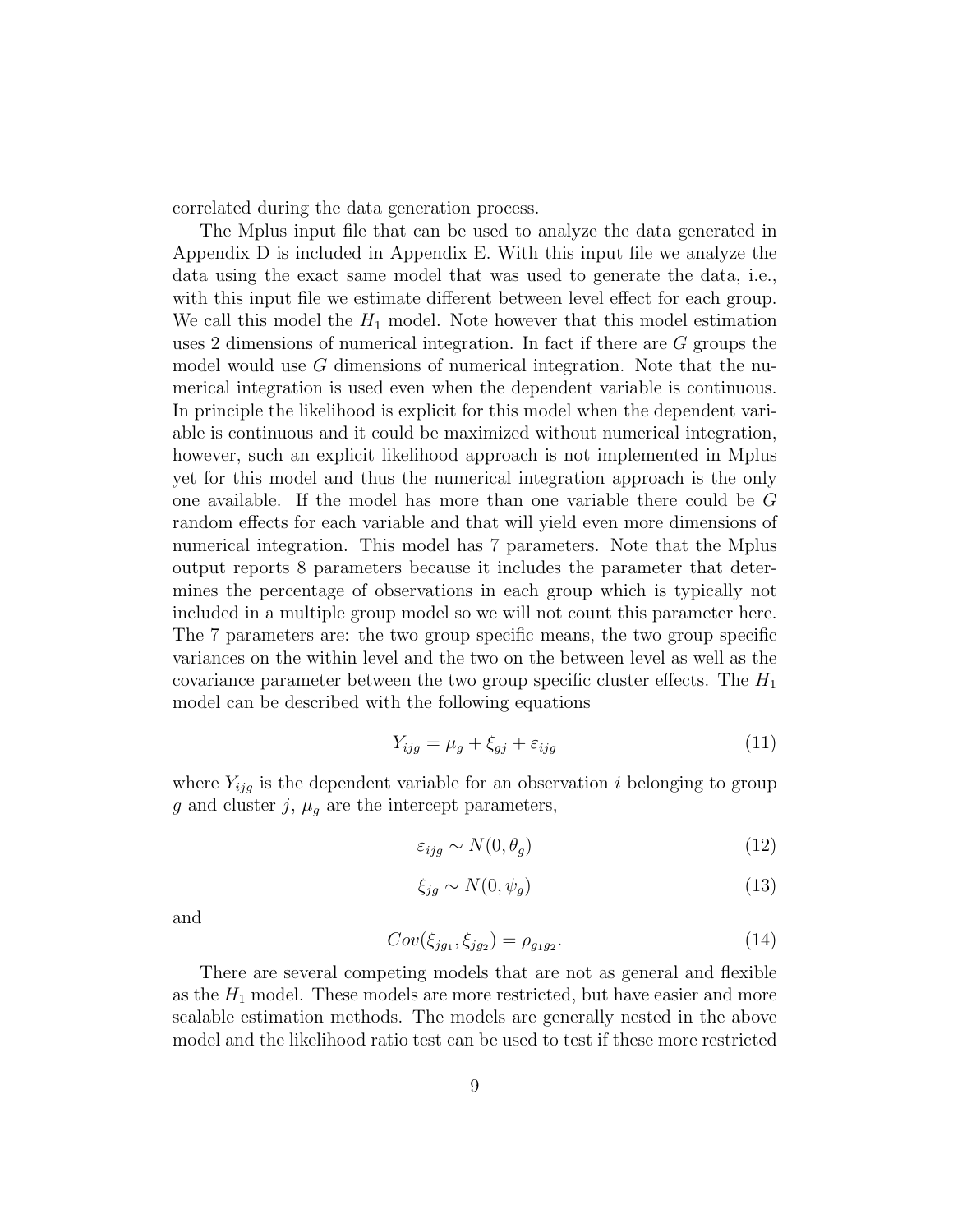correlated during the data generation process.

The Mplus input file that can be used to analyze the data generated in Appendix D is included in Appendix E. With this input file we analyze the data using the exact same model that was used to generate the data, i.e., with this input file we estimate different between level effect for each group. We call this model the $H_1$ model. Note however that this model estimation uses 2 dimensions of numerical integration. In fact if there are $G$ groups the model would use $G$ dimensions of numerical integration. Note that the numerical integration is used even when the dependent variable is continuous. In principle the likelihood is explicit for this model when the dependent variable is continuous and it could be maximized without numerical integration, however, such an explicit likelihood approach is not implemented in Mplus yet for this model and thus the numerical integration approach is the only one available. If the model has more than one variable there could be $G$ random effects for each variable and that will yield even more dimensions of numerical integration. This model has 7 parameters. Note that the Mplus output reports 8 parameters because it includes the parameter that determines the percentage of observations in each group which is typically not included in a multiple group model so we will not count this parameter here. The 7 parameters are: the two group specific means, the two group specific variances on the within level and the two on the between level as well as the covariance parameter between the two group specific cluster effects. The $H_1$ model can be described with the following equations

$$Y_{ijg} = \mu_g + \xi_{gj} + \varepsilon_{ijg} \tag{11}$$

where $Y_{ijg}$ is the dependent variable for an observation $i$ belonging to group $g$ and cluster $j$, $\mu_g$ are the intercept parameters,

$$\varepsilon_{ijg} \sim N(0, \theta_g) \tag{12}$$

$$\xi_{jg} \sim N(0, \psi_g) \tag{13}$$

and

$$Cov(\xi_{jg_1}, \xi_{jg_2}) = \rho_{g_1 g_2}. \tag{14}$$

There are several competing models that are not as general and flexible as the $H_1$ model. These models are more restricted, but have easier and more scalable estimation methods. The models are generally nested in the above model and the likelihood ratio test can be used to test if these more restricted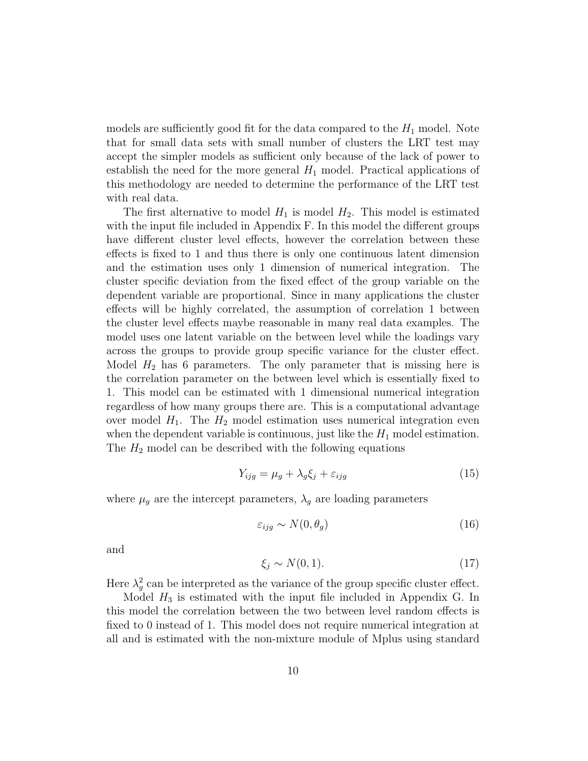models are sufficiently good fit for the data compared to the $H_1$ model. Note that for small data sets with small number of clusters the LRT test may accept the simpler models as sufficient only because of the lack of power to establish the need for the more general $H_1$ model. Practical applications of this methodology are needed to determine the performance of the LRT test with real data.

The first alternative to model $H_1$ is model $H_2$. This model is estimated with the input file included in Appendix F. In this model the different groups have different cluster level effects, however the correlation between these effects is fixed to 1 and thus there is only one continuous latent dimension and the estimation uses only 1 dimension of numerical integration. The cluster specific deviation from the fixed effect of the group variable on the dependent variable are proportional. Since in many applications the cluster effects will be highly correlated, the assumption of correlation 1 between the cluster level effects maybe reasonable in many real data examples. The model uses one latent variable on the between level while the loadings vary across the groups to provide group specific variance for the cluster effect. Model $H_2$ has 6 parameters. The only parameter that is missing here is the correlation parameter on the between level which is essentially fixed to 1. This model can be estimated with 1 dimensional numerical integration regardless of how many groups there are. This is a computational advantage over model $H_1$. The $H_2$ model estimation uses numerical integration even when the dependent variable is continuous, just like the $H_1$ model estimation. The $H_2$ model can be described with the following equations

$$Y_{ijg} = \mu_g + \lambda_g \xi_j + \varepsilon_{ijg} \tag{15}$$

where $\mu_g$ are the intercept parameters, $\lambda_g$ are loading parameters

$$\varepsilon_{ijg} \sim N(0, \theta_g) \tag{16}$$

and

$$\xi_j \sim N(0, 1). \tag{17}$$

Here $\lambda_g^2$ can be interpreted as the variance of the group specific cluster effect.

Model $H_3$ is estimated with the input file included in Appendix G. In this model the correlation between the two between level random effects is fixed to 0 instead of 1. This model does not require numerical integration at all and is estimated with the non-mixture module of Mplus using standard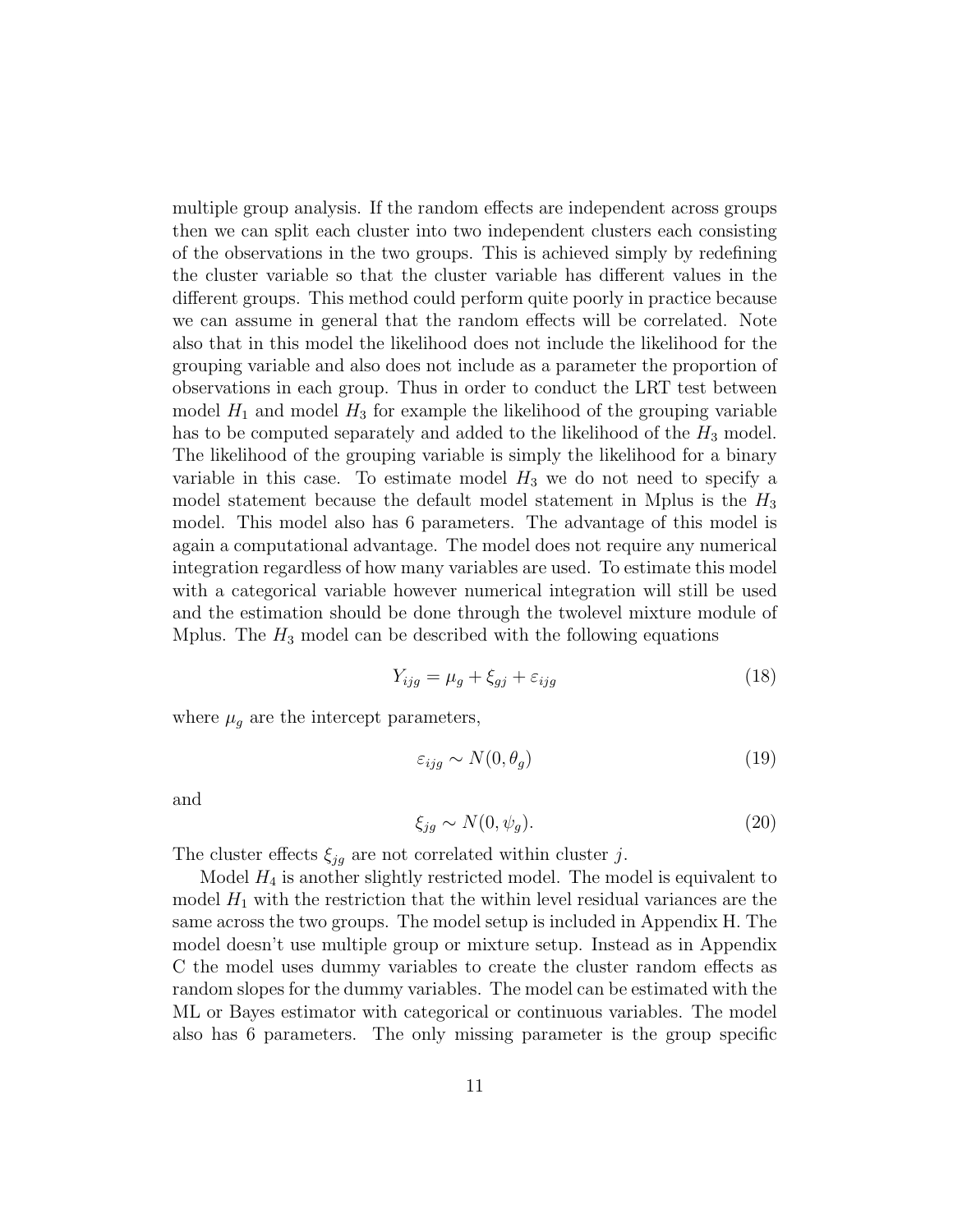multiple group analysis. If the random effects are independent across groups then we can split each cluster into two independent clusters each consisting of the observations in the two groups. This is achieved simply by redefining the cluster variable so that the cluster variable has different values in the different groups. This method could perform quite poorly in practice because we can assume in general that the random effects will be correlated. Note also that in this model the likelihood does not include the likelihood for the grouping variable and also does not include as a parameter the proportion of observations in each group. Thus in order to conduct the LRT test between model $H_1$ and model $H_3$ for example the likelihood of the grouping variable has to be computed separately and added to the likelihood of the $H_3$ model. The likelihood of the grouping variable is simply the likelihood for a binary variable in this case. To estimate model $H_3$ we do not need to specify a model statement because the default model statement in Mplus is the $H_3$ model. This model also has 6 parameters. The advantage of this model is again a computational advantage. The model does not require any numerical integration regardless of how many variables are used. To estimate this model with a categorical variable however numerical integration will still be used and the estimation should be done through the twolevel mixture module of Mplus. The $H_3$ model can be described with the following equations

$$Y_{ijg} = \mu_g + \xi_{gj} + \varepsilon_{ijg} \tag{18}$$

where $\mu_g$ are the intercept parameters,

$$\varepsilon_{ijg} \sim N(0, \theta_g) \tag{19}$$

and

$$\xi_{jg} \sim N(0, \psi_g). \tag{20}$$

The cluster effects $\xi_{jg}$ are not correlated within cluster $j$.

Model $H_4$ is another slightly restricted model. The model is equivalent to model $H_1$ with the restriction that the within level residual variances are the same across the two groups. The model setup is included in Appendix H. The model doesn't use multiple group or mixture setup. Instead as in Appendix C the model uses dummy variables to create the cluster random effects as random slopes for the dummy variables. The model can be estimated with the ML or Bayes estimator with categorical or continuous variables. The model also has 6 parameters. The only missing parameter is the group specific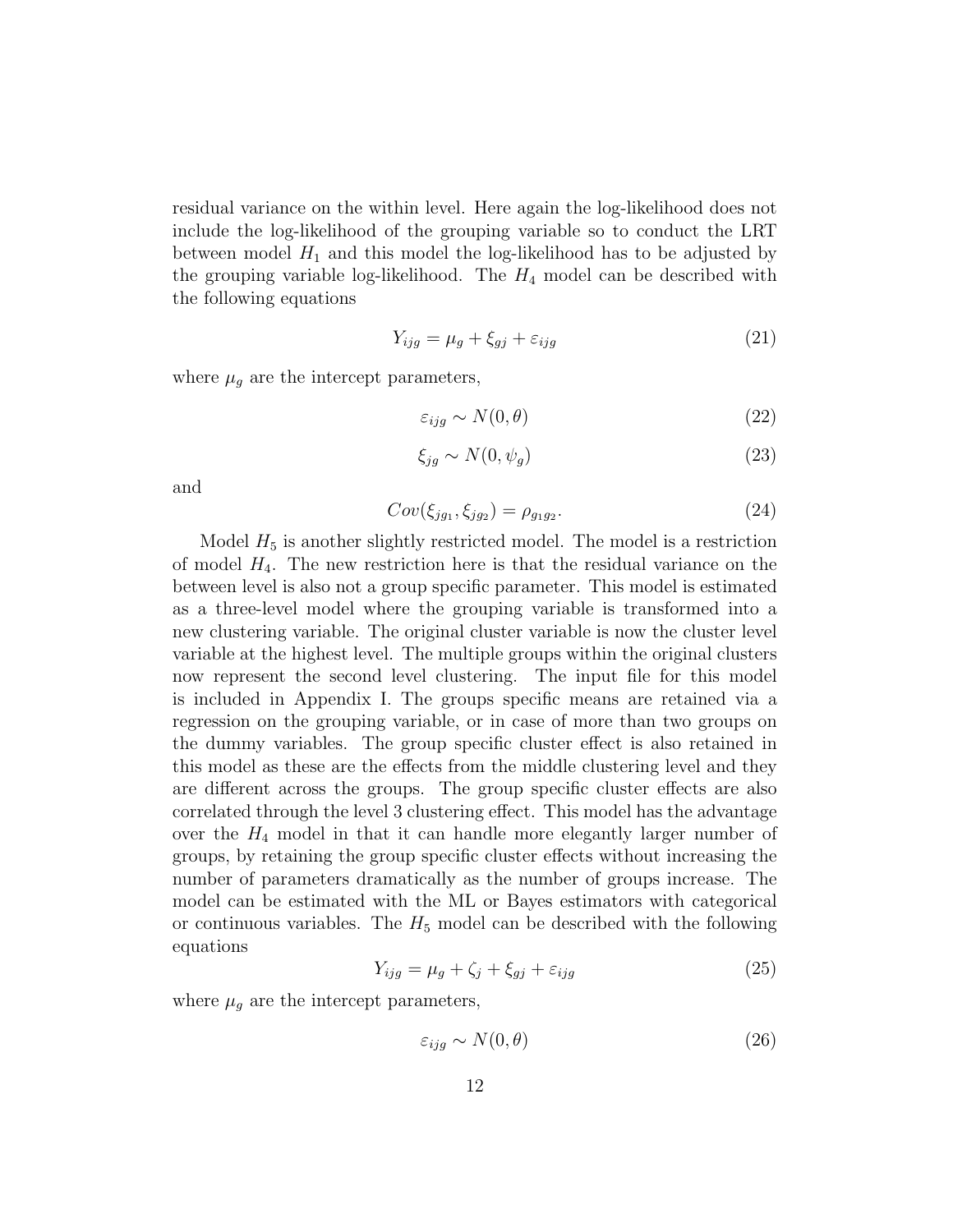residual variance on the within level. Here again the log-likelihood does not include the log-likelihood of the grouping variable so to conduct the LRT between model $H_1$ and this model the log-likelihood has to be adjusted by the grouping variable log-likelihood. The $H_4$ model can be described with the following equations

$$Y_{ijg} = \mu_g + \xi_{gj} + \varepsilon_{ijg} \tag{21}$$

where $\mu_g$ are the intercept parameters,

$$\varepsilon_{ijg} \sim N(0, \theta) \tag{22}$$

$$\xi_{jg} \sim N(0, \psi_g) \tag{23}$$

and

$$Cov(\xi_{jg_1}, \xi_{jg_2}) = \rho_{g_1g_2}. \tag{24}$$

Model $H_5$ is another slightly restricted model. The model is a restriction of model $H_4$. The new restriction here is that the residual variance on the between level is also not a group specific parameter. This model is estimated as a three-level model where the grouping variable is transformed into a new clustering variable. The original cluster variable is now the cluster level variable at the highest level. The multiple groups within the original clusters now represent the second level clustering. The input file for this model is included in Appendix I. The groups specific means are retained via a regression on the grouping variable, or in case of more than two groups on the dummy variables. The group specific cluster effect is also retained in this model as these are the effects from the middle clustering level and they are different across the groups. The group specific cluster effects are also correlated through the level 3 clustering effect. This model has the advantage over the $H_4$ model in that it can handle more elegantly larger number of groups, by retaining the group specific cluster effects without increasing the number of parameters dramatically as the number of groups increase. The model can be estimated with the ML or Bayes estimators with categorical or continuous variables. The $H_5$ model can be described with the following equations

$$Y_{ijg} = \mu_g + \zeta_j + \xi_{gj} + \varepsilon_{ijg} \tag{25}$$

where $\mu_g$ are the intercept parameters,

$$\varepsilon_{ijg} \sim N(0, \theta) \tag{26}$$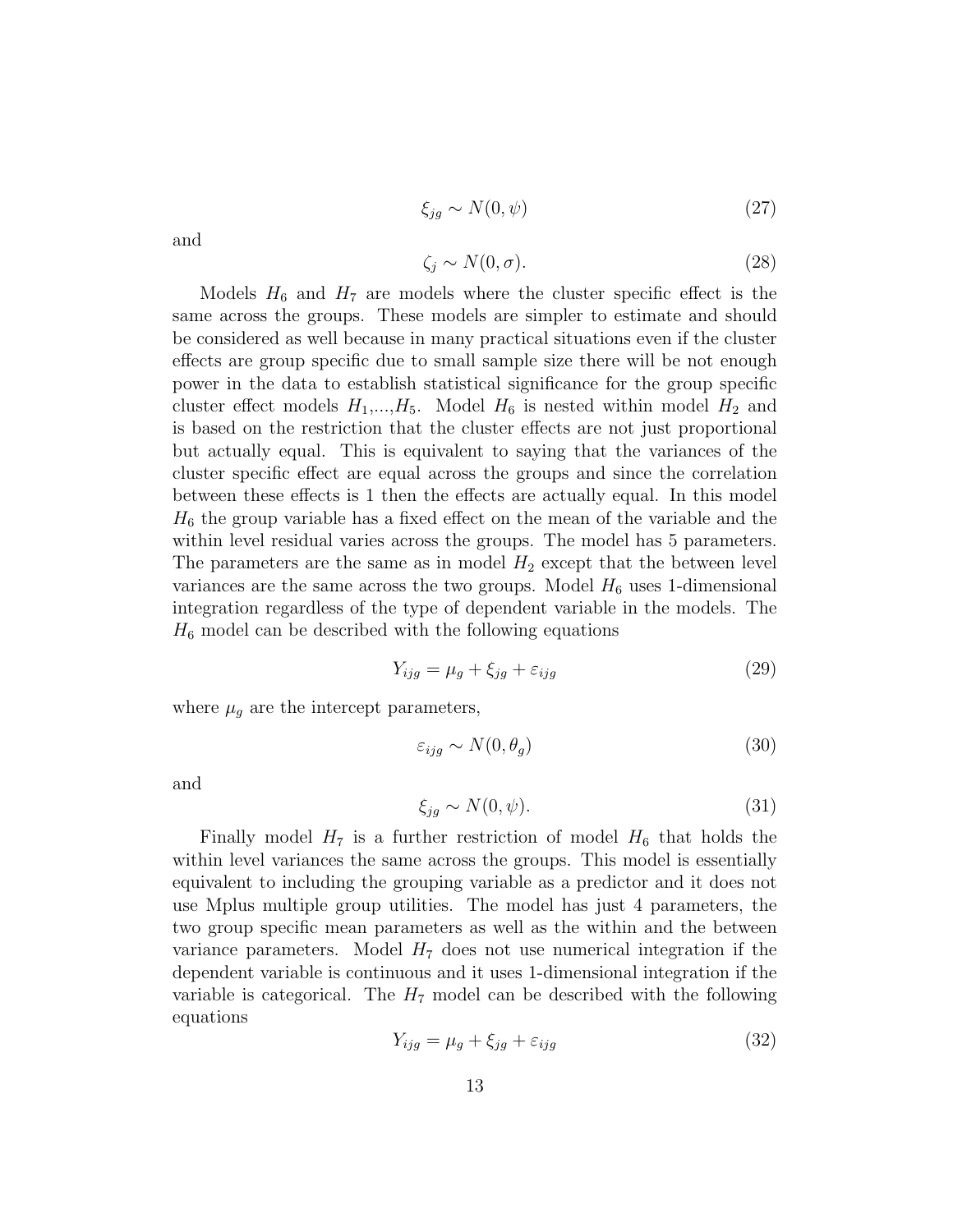$$\xi_{jg} \sim N(0, \psi) \tag{27}$$

and

$$\zeta_j \sim N(0, \sigma). \tag{28}$$

Models $H_6$ and $H_7$ are models where the cluster specific effect is the same across the groups. These models are simpler to estimate and should be considered as well because in many practical situations even if the cluster effects are group specific due to small sample size there will be not enough power in the data to establish statistical significance for the group specific cluster effect models $H_1$,...,$H_5$. Model $H_6$ is nested within model $H_2$ and is based on the restriction that the cluster effects are not just proportional but actually equal. This is equivalent to saying that the variances of the cluster specific effect are equal across the groups and since the correlation between these effects is 1 then the effects are actually equal. In this model $H_6$ the group variable has a fixed effect on the mean of the variable and the within level residual varies across the groups. The model has 5 parameters. The parameters are the same as in model $H_2$ except that the between level variances are the same across the two groups. Model $H_6$ uses 1-dimensional integration regardless of the type of dependent variable in the models. The $H_6$ model can be described with the following equations

$$Y_{ijg} = \mu_g + \xi_{jg} + \varepsilon_{ijg} \tag{29}$$

where $\mu_g$ are the intercept parameters,

$$\varepsilon_{ijg} \sim N(0, \theta_g) \tag{30}$$

and

$$\xi_{jg} \sim N(0, \psi). \tag{31}$$

Finally model $H_7$ is a further restriction of model $H_6$ that holds the within level variances the same across the groups. This model is essentially equivalent to including the grouping variable as a predictor and it does not use Mplus multiple group utilities. The model has just 4 parameters, the two group specific mean parameters as well as the within and the between variance parameters. Model $H_7$ does not use numerical integration if the dependent variable is continuous and it uses 1-dimensional integration if the variable is categorical. The $H_7$ model can be described with the following equations

$$Y_{ijg} = \mu_g + \xi_{jg} + \varepsilon_{ijg} \tag{32}$$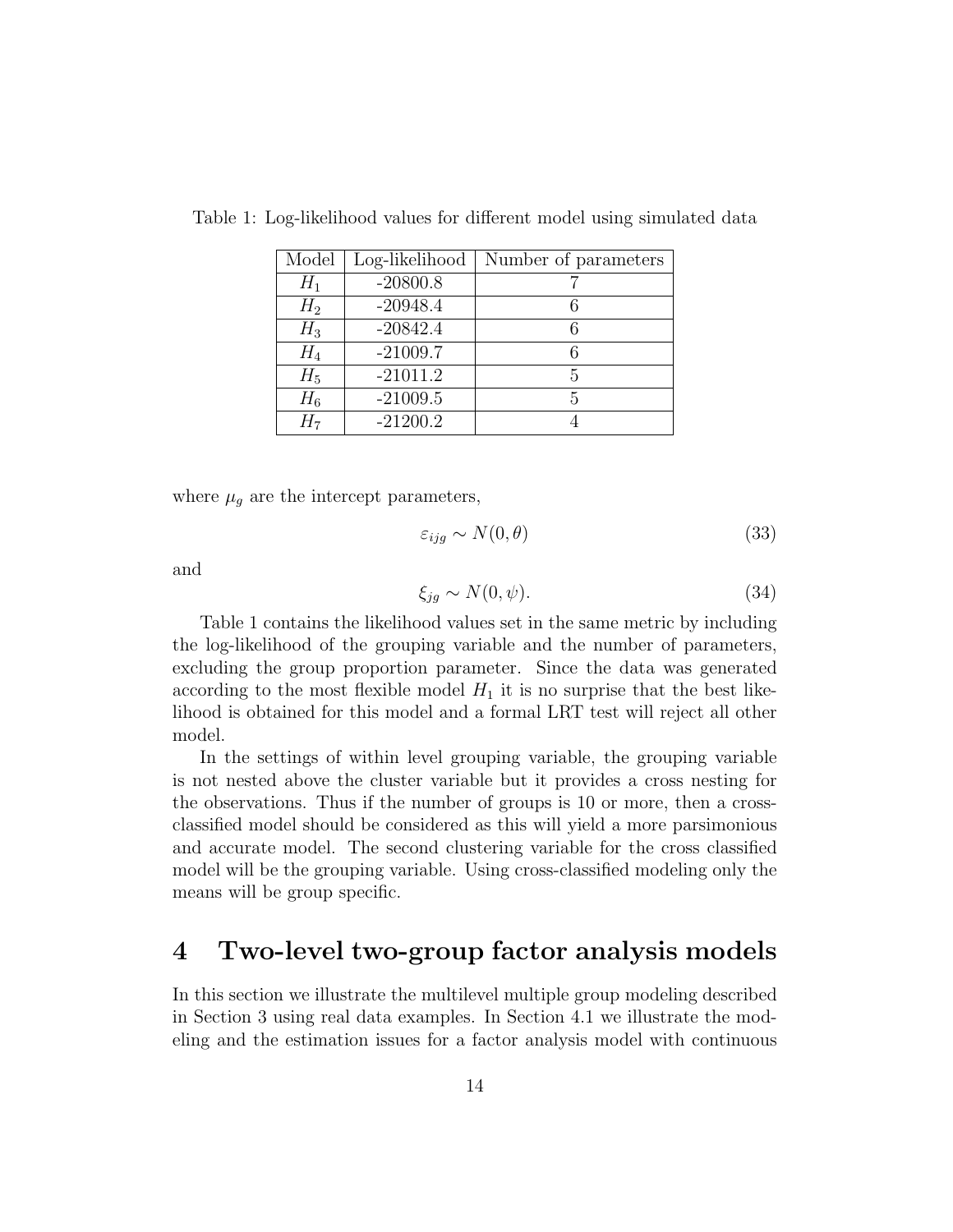Table 1: Log-likelihood values for different model using simulated data

| Model | Log-likelihood | Number of parameters |
|---|---|---|
| $H_1$ | -20800.8 | 7 |
| $H_2$ | -20948.4 | 6 |
| $H_3$ | -20842.4 | 6 |
| $H_4$ | -21009.7 | 6 |
| $H_5$ | -21011.2 | 5 |
| $H_6$ | -21009.5 | 5 |
| $H_7$ | -21200.2 | 4 |

where $\mu_g$ are the intercept parameters,

$$\varepsilon_{ijg} \sim N(0, \theta) \tag{33}$$

and

$$\xi_{jg} \sim N(0, \psi). \tag{34}$$

Table 1 contains the likelihood values set in the same metric by including the log-likelihood of the grouping variable and the number of parameters, excluding the group proportion parameter. Since the data was generated according to the most flexible model $H_1$ it is no surprise that the best likelihood is obtained for this model and a formal LRT test will reject all other model.

In the settings of within level grouping variable, the grouping variable is not nested above the cluster variable but it provides a cross nesting for the observations. Thus if the number of groups is 10 or more, then a cross-classified model should be considered as this will yield a more parsimonious and accurate model. The second clustering variable for the cross classified model will be the grouping variable. Using cross-classified modeling only the means will be group specific.

# 4 Two-level two-group factor analysis models

In this section we illustrate the multilevel multiple group modeling described in Section 3 using real data examples. In Section 4.1 we illustrate the modeling and the estimation issues for a factor analysis model with continuous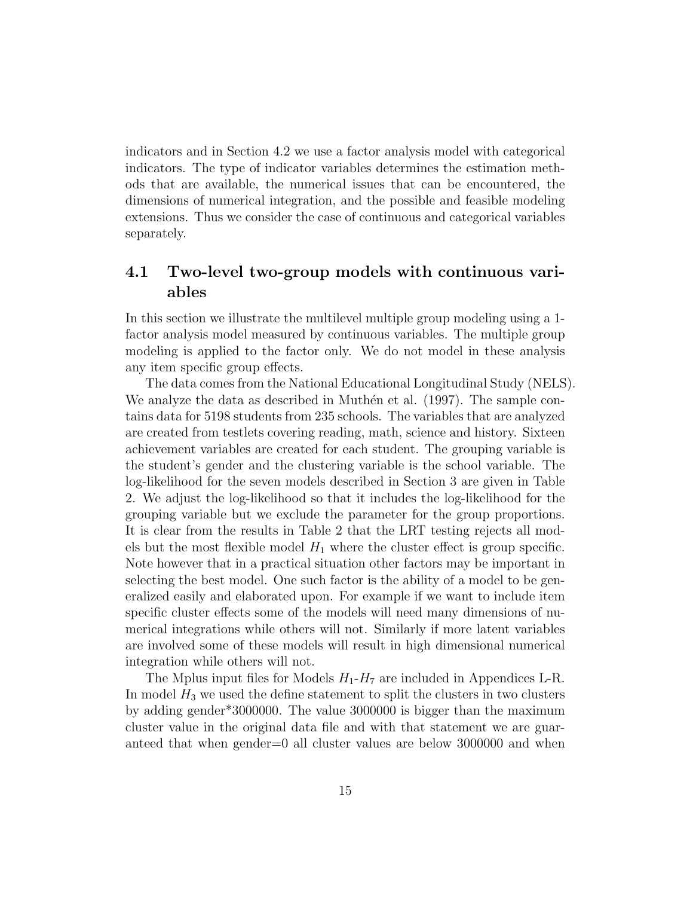indicators and in Section 4.2 we use a factor analysis model with categorical indicators. The type of indicator variables determines the estimation methods that are available, the numerical issues that can be encountered, the dimensions of numerical integration, and the possible and feasible modeling extensions. Thus we consider the case of continuous and categorical variables separately.

## 4.1 Two-level two-group models with continuous variables

In this section we illustrate the multilevel multiple group modeling using a 1-factor analysis model measured by continuous variables. The multiple group modeling is applied to the factor only. We do not model in these analysis any item specific group effects.

The data comes from the National Educational Longitudinal Study (NELS). We analyze the data as described in Muthén et al. (1997). The sample contains data for 5198 students from 235 schools. The variables that are analyzed are created from testlets covering reading, math, science and history. Sixteen achievement variables are created for each student. The grouping variable is the student's gender and the clustering variable is the school variable. The log-likelihood for the seven models described in Section 3 are given in Table 2. We adjust the log-likelihood so that it includes the log-likelihood for the grouping variable but we exclude the parameter for the group proportions. It is clear from the results in Table 2 that the LRT testing rejects all models but the most flexible model $H_1$ where the cluster effect is group specific. Note however that in a practical situation other factors may be important in selecting the best model. One such factor is the ability of a model to be generalized easily and elaborated upon. For example if we want to include item specific cluster effects some of the models will need many dimensions of numerical integrations while others will not. Similarly if more latent variables are involved some of these models will result in high dimensional numerical integration while others will not.

The Mplus input files for Models $H_1$-$H_7$ are included in Appendices L-R. In model $H_3$ we used the define statement to split the clusters in two clusters by adding gender*3000000. The value 3000000 is bigger than the maximum cluster value in the original data file and with that statement we are guaranteed that when gender=0 all cluster values are below 3000000 and when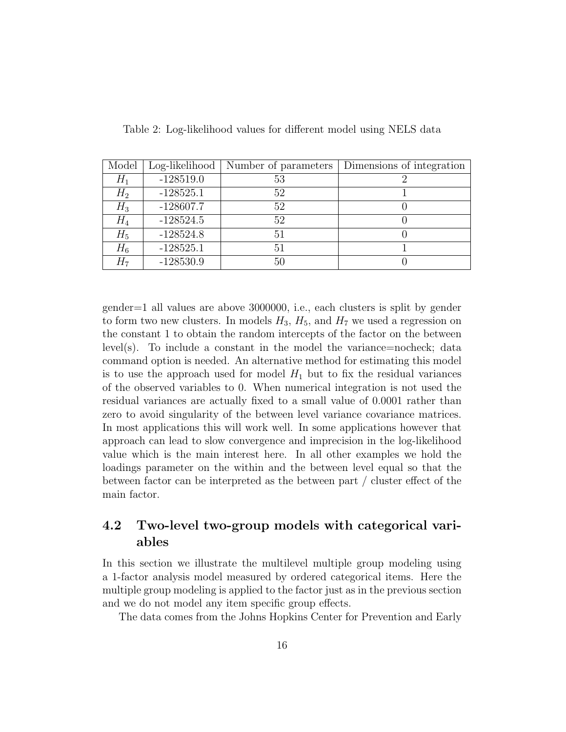Table 2: Log-likelihood values for different model using NELS data

| Model | Log-likelihood | Number of parameters | Dimensions of integration |
|---|---|---|---|
| $H_1$ | -128519.0 | 53 | 2 |
| $H_2$ | -128525.1 | 52 | 1 |
| $H_3$ | -128607.7 | 52 | 0 |
| $H_4$ | -128524.5 | 52 | 0 |
| $H_5$ | -128524.8 | 51 | 0 |
| $H_6$ | -128525.1 | 51 | 1 |
| $H_7$ | -128530.9 | 50 | 0 |

gender=1 all values are above 3000000, i.e., each clusters is split by gender to form two new clusters. In models $H_3$, $H_5$, and $H_7$ we used a regression on the constant 1 to obtain the random intercepts of the factor on the between level(s). To include a constant in the model the variance=nocheck; data command option is needed. An alternative method for estimating this model is to use the approach used for model $H_1$ but to fix the residual variances of the observed variables to 0. When numerical integration is not used the residual variances are actually fixed to a small value of 0.0001 rather than zero to avoid singularity of the between level variance covariance matrices. In most applications this will work well. In some applications however that approach can lead to slow convergence and imprecision in the log-likelihood value which is the main interest here. In all other examples we hold the loadings parameter on the within and the between level equal so that the between factor can be interpreted as the between part / cluster effect of the main factor.

## 4.2 Two-level two-group models with categorical variables

In this section we illustrate the multilevel multiple group modeling using a 1-factor analysis model measured by ordered categorical items. Here the multiple group modeling is applied to the factor just as in the previous section and we do not model any item specific group effects.

The data comes from the Johns Hopkins Center for Prevention and Early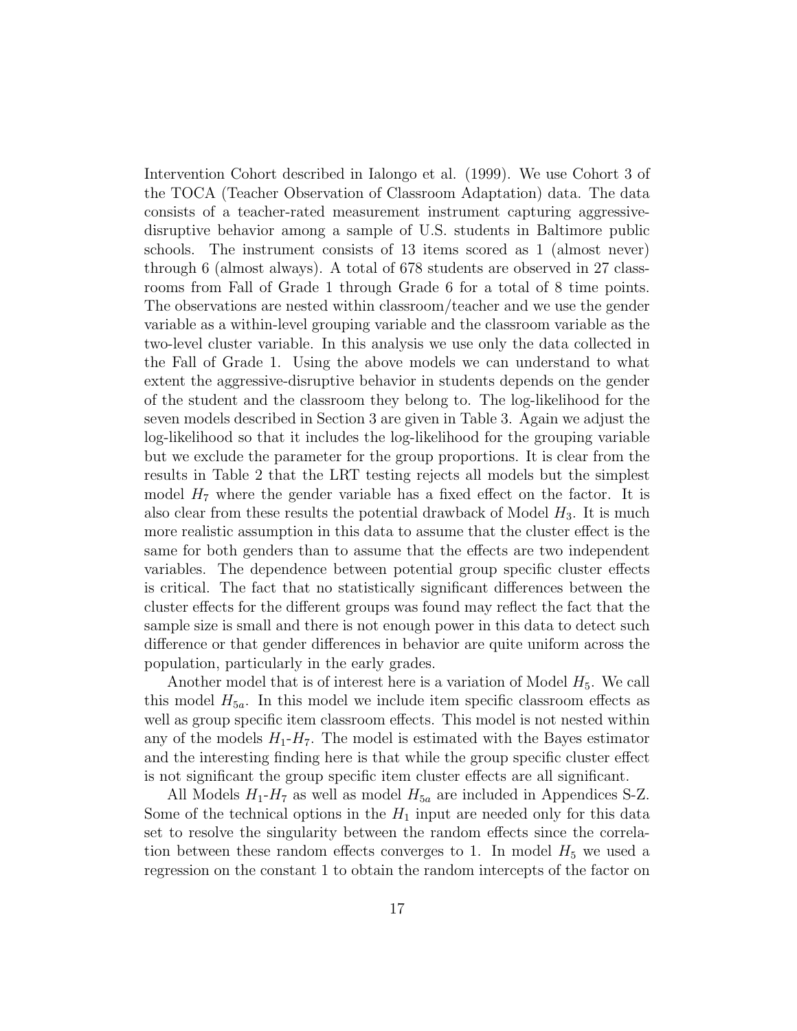Intervention Cohort described in Ialongo et al. (1999). We use Cohort 3 of the TOCA (Teacher Observation of Classroom Adaptation) data. The data consists of a teacher-rated measurement instrument capturing aggressive-disruptive behavior among a sample of U.S. students in Baltimore public schools. The instrument consists of 13 items scored as 1 (almost never) through 6 (almost always). A total of 678 students are observed in 27 classrooms from Fall of Grade 1 through Grade 6 for a total of 8 time points. The observations are nested within classroom/teacher and we use the gender variable as a within-level grouping variable and the classroom variable as the two-level cluster variable. In this analysis we use only the data collected in the Fall of Grade 1. Using the above models we can understand to what extent the aggressive-disruptive behavior in students depends on the gender of the student and the classroom they belong to. The log-likelihood for the seven models described in Section 3 are given in Table 3. Again we adjust the log-likelihood so that it includes the log-likelihood for the grouping variable but we exclude the parameter for the group proportions. It is clear from the results in Table 2 that the LRT testing rejects all models but the simplest model $H_7$ where the gender variable has a fixed effect on the factor. It is also clear from these results the potential drawback of Model $H_3$. It is much more realistic assumption in this data to assume that the cluster effect is the same for both genders than to assume that the effects are two independent variables. The dependence between potential group specific cluster effects is critical. The fact that no statistically significant differences between the cluster effects for the different groups was found may reflect the fact that the sample size is small and there is not enough power in this data to detect such difference or that gender differences in behavior are quite uniform across the population, particularly in the early grades.

Another model that is of interest here is a variation of Model $H_5$. We call this model $H_{5a}$. In this model we include item specific classroom effects as well as group specific item classroom effects. This model is not nested within any of the models $H_1$-$H_7$. The model is estimated with the Bayes estimator and the interesting finding here is that while the group specific cluster effect is not significant the group specific item cluster effects are all significant.

All Models $H_1$-$H_7$ as well as model $H_{5a}$ are included in Appendices S-Z. Some of the technical options in the $H_1$ input are needed only for this data set to resolve the singularity between the random effects since the correlation between these random effects converges to 1. In model $H_5$ we used a regression on the constant 1 to obtain the random intercepts of the factor on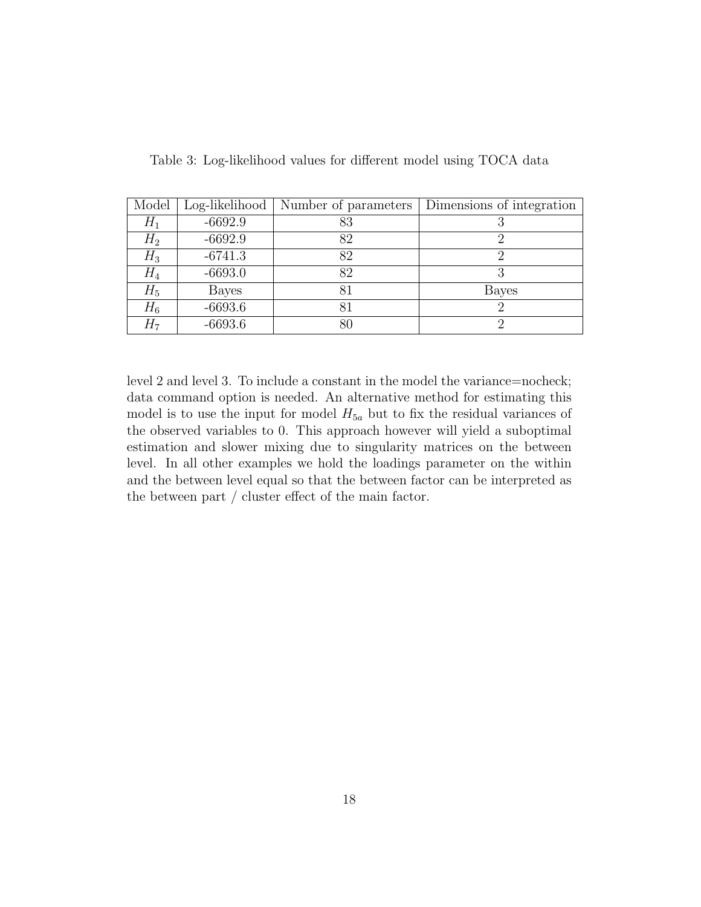Table 3: Log-likelihood values for different model using TOCA data

| Model | Log-likelihood | Number of parameters | Dimensions of integration |
|---|---|---|---|
| $H_1$ | -6692.9 | 83 | 3 |
| $H_2$ | -6692.9 | 82 | 2 |
| $H_3$ | -6741.3 | 82 | 2 |
| $H_4$ | -6693.0 | 82 | 3 |
| $H_5$ | Bayes | 81 | Bayes |
| $H_6$ | -6693.6 | 81 | 2 |
| $H_7$ | -6693.6 | 80 | 2 |

level 2 and level 3. To include a constant in the model the variance=nocheck; data command option is needed. An alternative method for estimating this model is to use the input for model $H_{5a}$ but to fix the residual variances of the observed variables to 0. This approach however will yield a suboptimal estimation and slower mixing due to singularity matrices on the between level. In all other examples we hold the loadings parameter on the within and the between level equal so that the between factor can be interpreted as the between part / cluster effect of the main factor.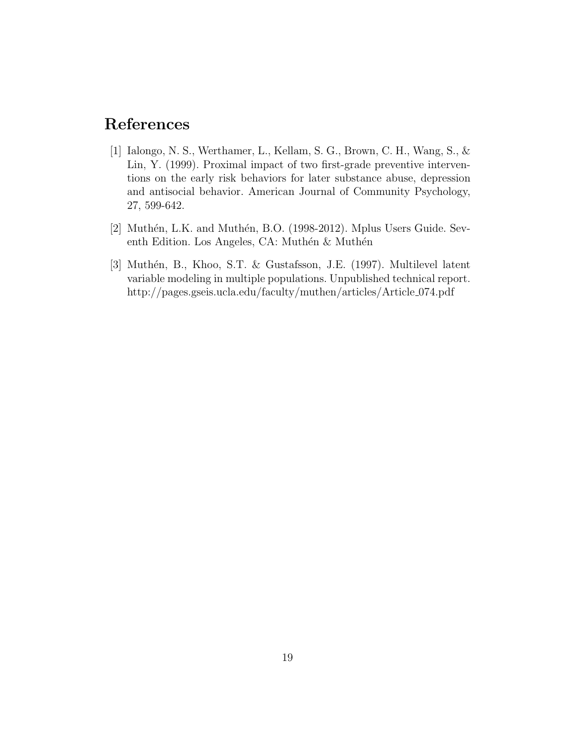# References

[1] Ialongo, N. S., Werthamer, L., Kellam, S. G., Brown, C. H., Wang, S., & Lin, Y. (1999). Proximal impact of two first-grade preventive interventions on the early risk behaviors for later substance abuse, depression and antisocial behavior. American Journal of Community Psychology, 27, 599-642.

[2] Muthén, L.K. and Muthén, B.O. (1998-2012). Mplus Users Guide. Seventh Edition. Los Angeles, CA: Muthén & Muthén

[3] Muthén, B., Khoo, S.T. & Gustafsson, J.E. (1997). Multilevel latent variable modeling in multiple populations. Unpublished technical report. http://pages.gseis.ucla.edu/faculty/muthen/articles/Article_074.pdf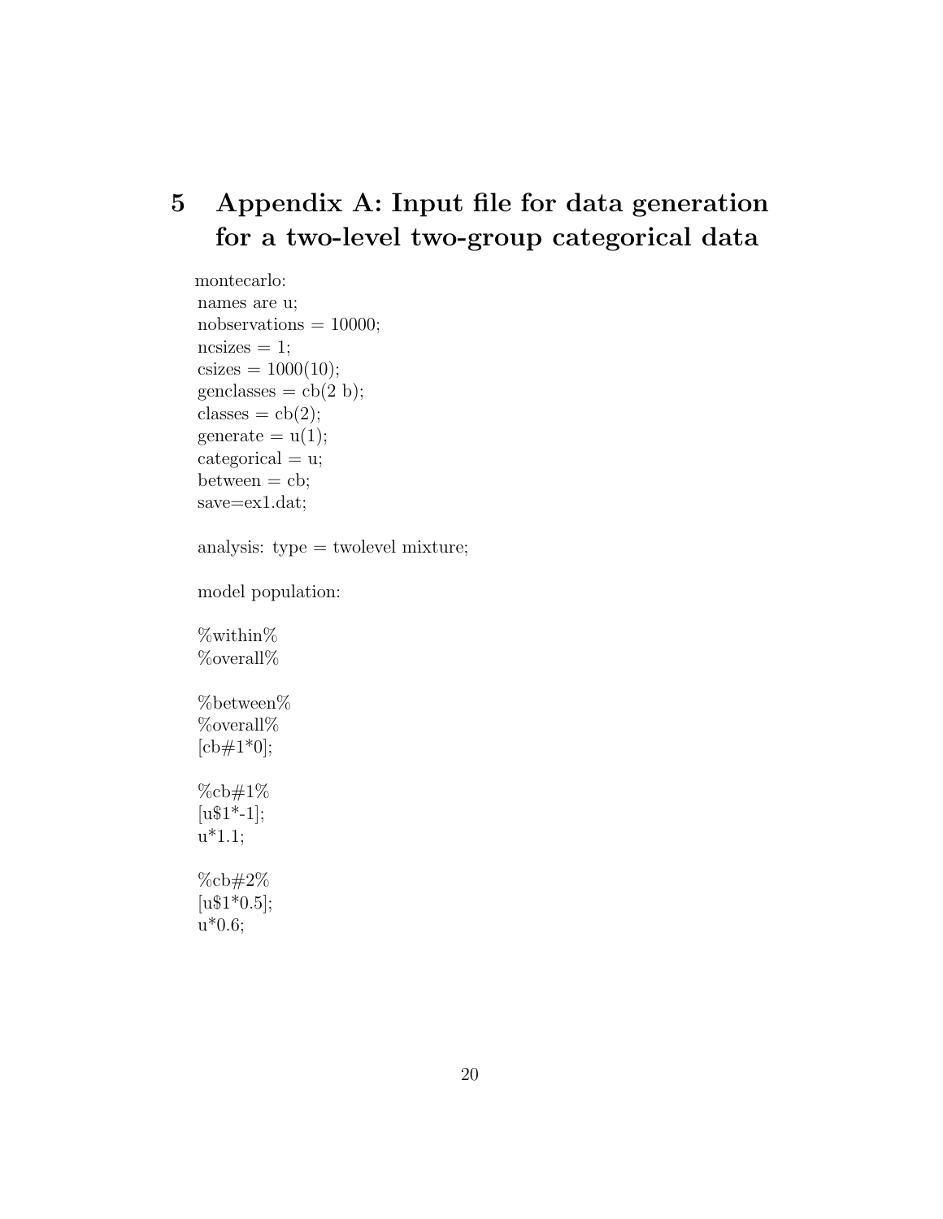# 5 Appendix A: Input file for data generation for a two-level two-group categorical data

```
montecarlo:
names are u;
nobservations = 10000;
ncsizes = 1;
csizes = 1000(10);
genclasses = cb(2 b);
classes = cb(2);
generate = u(1);
categorical = u;
between = cb;
save=ex1.dat;

analysis: type = twolevel mixture;

model population:

%within%
%overall%

%between%
%overall%
[cb#1*0];

%cb#1%
[u$1*-1];
u*1.1;

%cb#2%
[u$1*0.5];
u*0.6;
```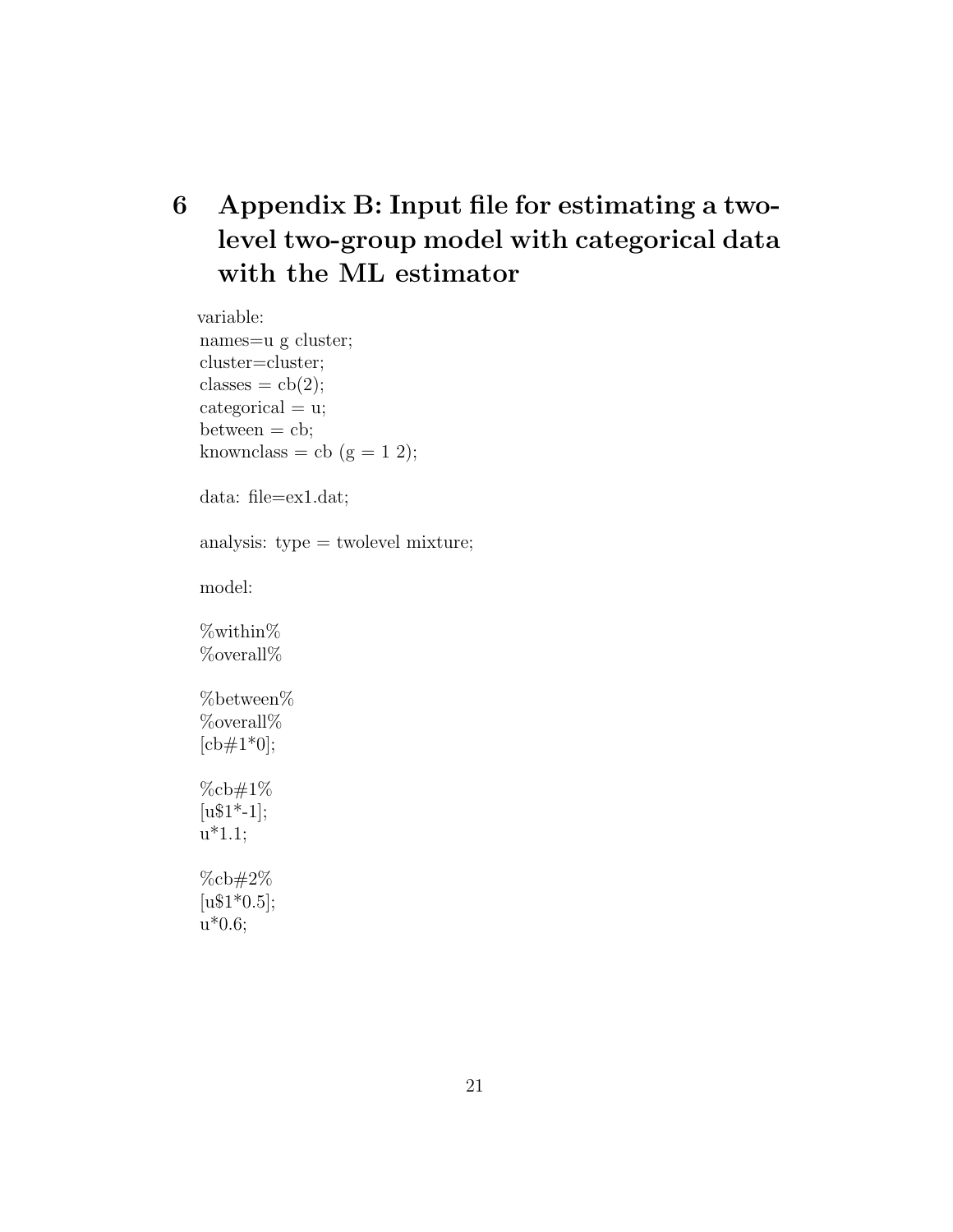# 6 Appendix B: Input file for estimating a two-level two-group model with categorical data with the ML estimator

```
variable:
names=u g cluster;
cluster=cluster;
classes = cb(2);
categorical = u;
between = cb;
knownclass = cb (g = 1 2);

data: file=ex1.dat;

analysis: type = twolevel mixture;

model:

%within%
%overall%

%between%
%overall%
[cb#1*0];

%cb#1%
[u$1*-1];
u*1.1;

%cb#2%
[u$1*0.5];
u*0.6;
```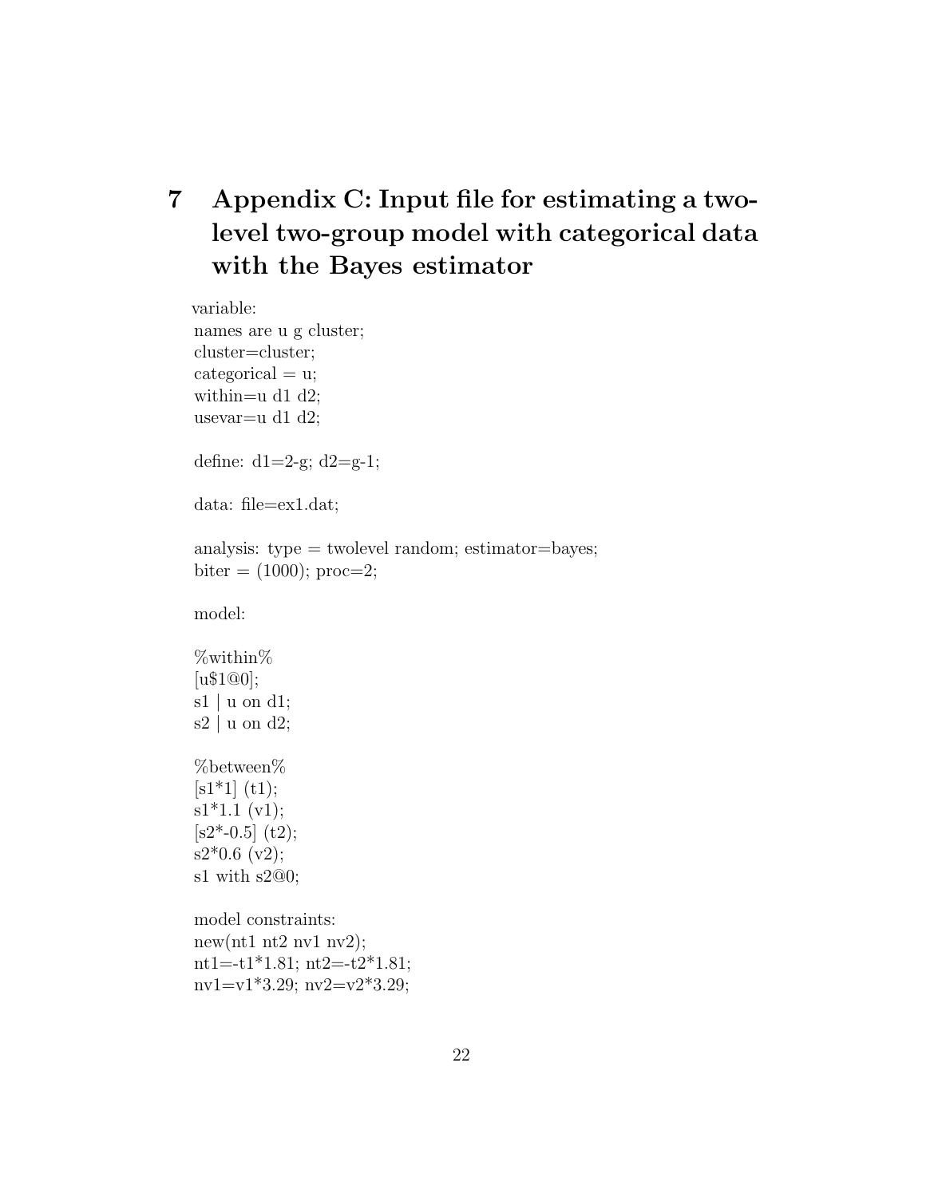# 7 Appendix C: Input file for estimating a two-level two-group model with categorical data with the Bayes estimator

```
variable:
names are u g cluster;
cluster=cluster;
categorical = u;
within=u d1 d2;
usevar=u d1 d2;

define: d1=2-g; d2=g-1;

data: file=ex1.dat;

analysis: type = twolevel random; estimator=bayes;
biter = (1000); proc=2;

model:

%within%
[u$1@0];
s1 | u on d1;
s2 | u on d2;

%between%
[s1*1] (t1);
s1*1.1 (v1);
[s2*-0.5] (t2);
s2*0.6 (v2);
s1 with s2@0;

model constraints:
new(nt1 nt2 nv1 nv2);
nt1=-t1*1.81; nt2=-t2*1.81;
nv1=v1*3.29; nv2=v2*3.29;
```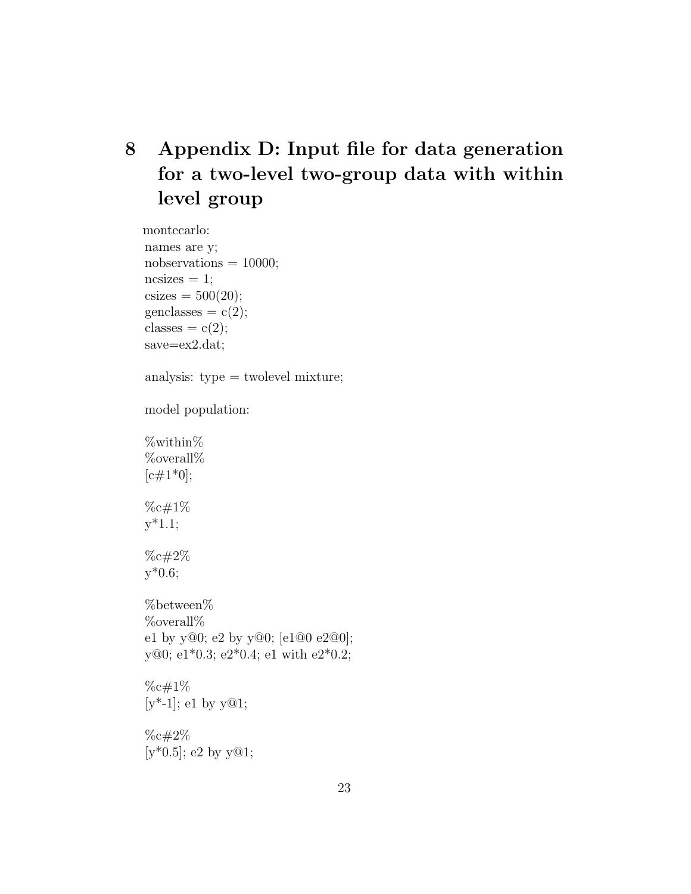# 8 Appendix D: Input file for data generation for a two-level two-group data with within level group

```
montecarlo:
names are y;
nobservations = 10000;
ncsizes = 1;
csizes = 500(20);
genclasses = c(2);
classes = c(2);
save=ex2.dat;

analysis: type = twolevel mixture;

model population:

%within%
%overall%
[c#1*0];

%c#1%
y*1.1;

%c#2%
y*0.6;

%between%
%overall%
e1 by y@0; e2 by y@0; [e1@0 e2@0];
y@0; e1*0.3; e2*0.4; e1 with e2*0.2;

%c#1%
[y*-1]; e1 by y@1;

%c#2%
[y*0.5]; e2 by y@1;
```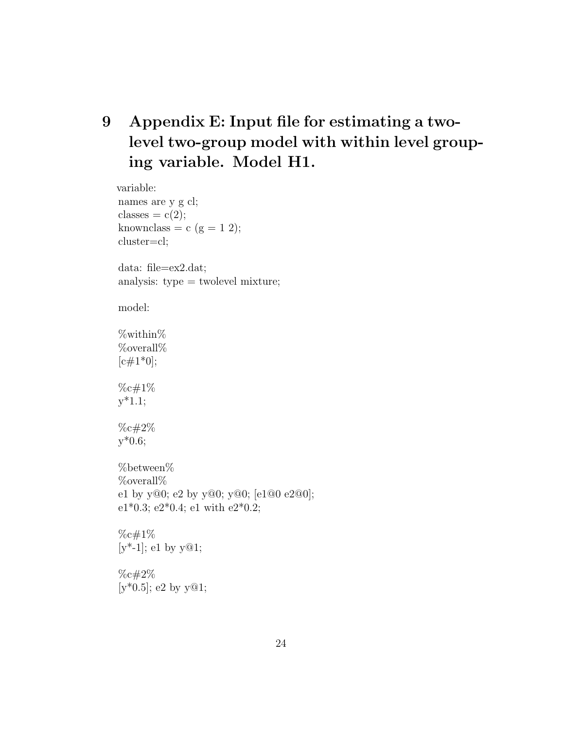# 9 Appendix E: Input file for estimating a two-level two-group model with within level grouping variable. Model H1.

```
variable:
names are y g cl;
classes = c(2);
knownclass = c (g = 1 2);
cluster=cl;

data: file=ex2.dat;
analysis: type = twolevel mixture;

model:

%within%
%overall%
[c#1*0];

%c#1%
y*1.1;

%c#2%
y*0.6;

%between%
%overall%
e1 by y@0; e2 by y@0; y@0; [e1@0 e2@0];
e1*0.3; e2*0.4; e1 with e2*0.2;

%c#1%
[y*-1]; e1 by y@1;

%c#2%
[y*0.5]; e2 by y@1;
```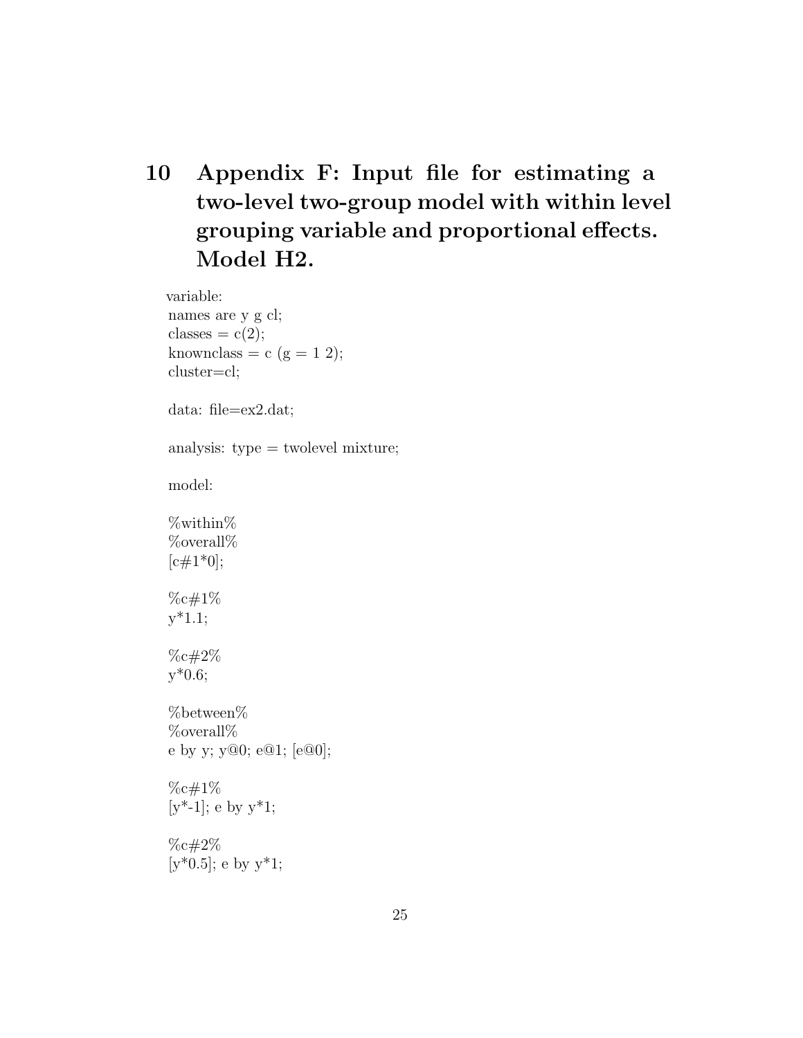# 10 Appendix F: Input file for estimating a two-level two-group model with within level grouping variable and proportional effects. Model H2.

```
variable:
names are y g cl;
classes = c(2);
knownclass = c (g = 1 2);
cluster=cl;

data: file=ex2.dat;

analysis: type = twolevel mixture;

model:

%within%
%overall%
[c#1*0];

%c#1%
y*1.1;

%c#2%
y*0.6;

%between%
%overall%
e by y; y@0; e@1; [e@0];

%c#1%
[y*-1]; e by y*1;

%c#2%
[y*0.5]; e by y*1;
```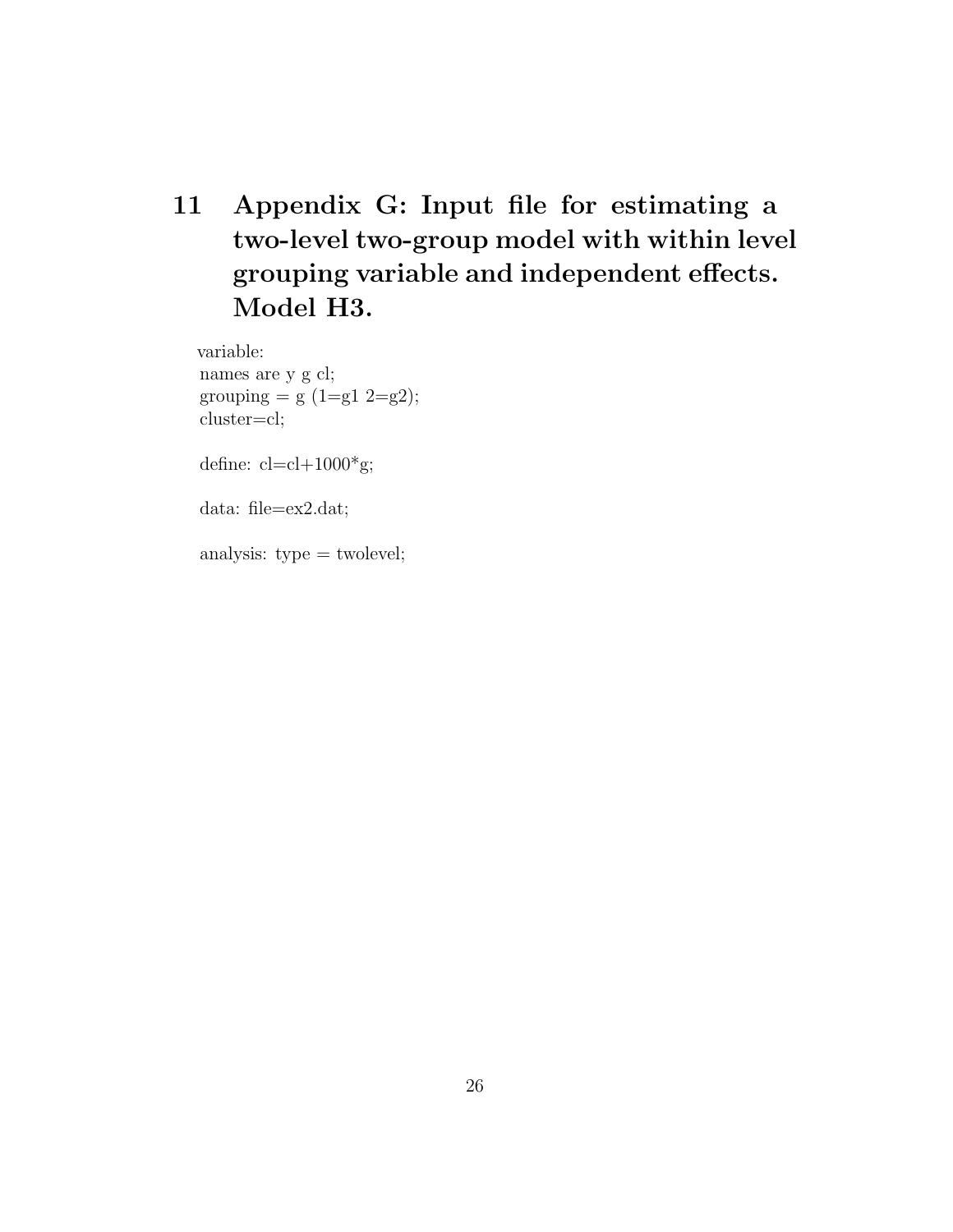# 11 Appendix G: Input file for estimating a two-level two-group model with within level grouping variable and independent effects. Model H3.

```
variable:
names are y g cl;
grouping = g (1=g1 2=g2);
cluster=cl;

define: cl=cl+1000*g;

data: file=ex2.dat;

analysis: type = twolevel;
```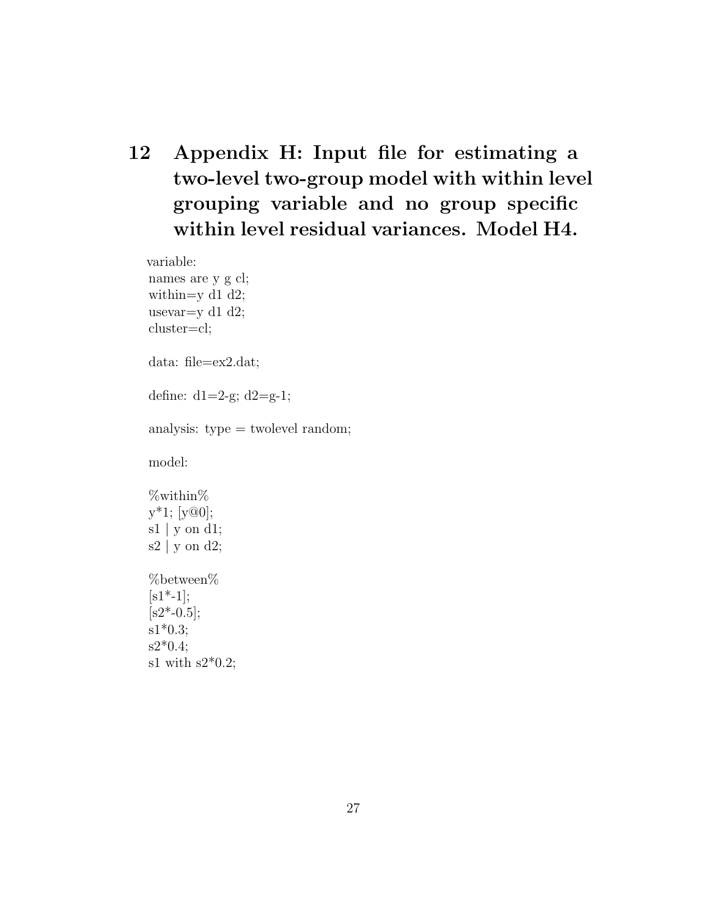# 12 Appendix H: Input file for estimating a two-level two-group model with within level grouping variable and no group specific within level residual variances. Model H4.

```
variable:
names are y g cl;
within=y d1 d2;
usevar=y d1 d2;
cluster=cl;

data: file=ex2.dat;

define: d1=2-g; d2=g-1;

analysis: type = twolevel random;

model:

%within%
y*1; [y@0];
s1 | y on d1;
s2 | y on d2;

%between%
[s1*-1];
[s2*-0.5];
s1*0.3;
s2*0.4;
s1 with s2*0.2;
```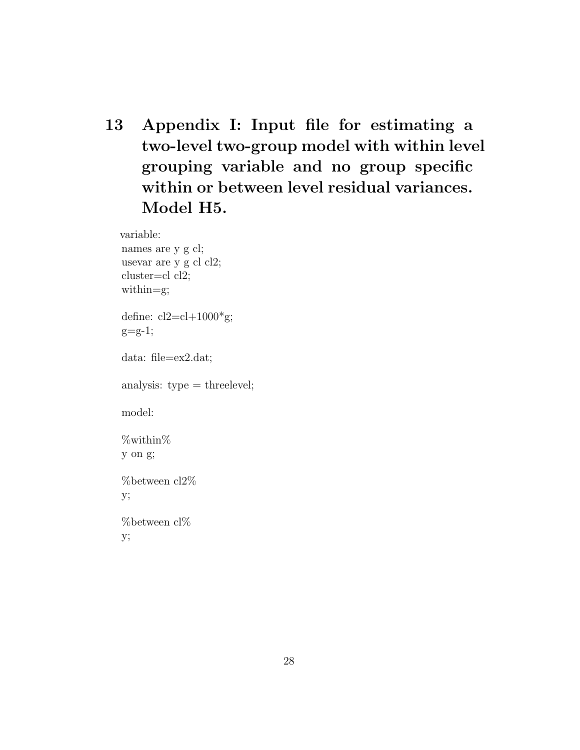# 13 Appendix I: Input file for estimating a two-level two-group model with within level grouping variable and no group specific within or between level residual variances. Model H5.

```
variable:
names are y g cl;
usevar are y g cl cl2;
cluster=cl cl2;
within=g;

define: cl2=cl+1000*g;
g=g-1;

data: file=ex2.dat;

analysis: type = threelevel;

model:

%within%
y on g;

%between cl2%
y;

%between cl%
y;
```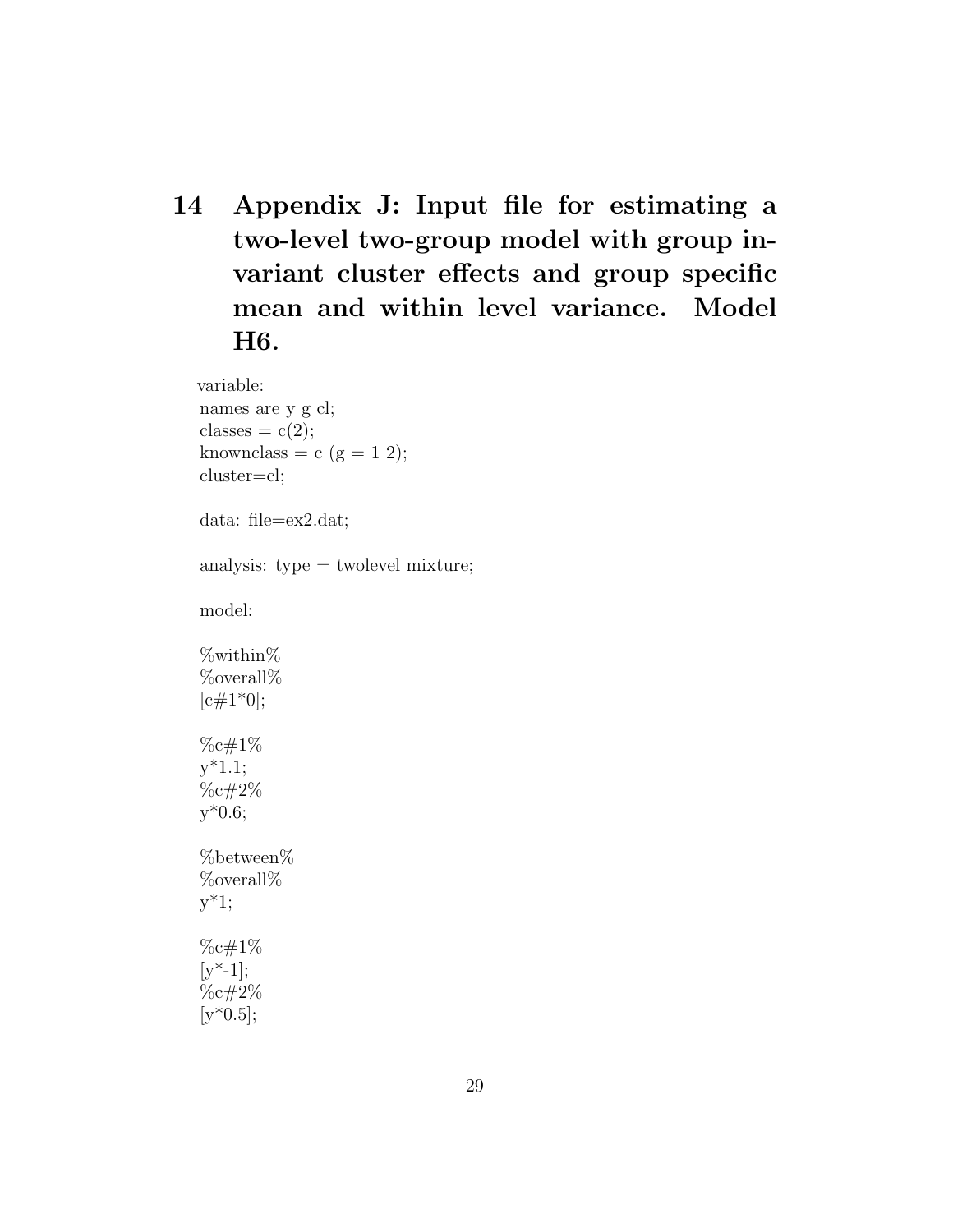# 14 Appendix J: Input file for estimating a two-level two-group model with group invariant cluster effects and group specific mean and within level variance. Model H6.

```
variable:
names are y g cl;
classes = c(2);
knownclass = c (g = 1 2);
cluster=cl;

data: file=ex2.dat;

analysis: type = twolevel mixture;

model:

%within%
%overall%
[c#1*0];

%c#1%
y*1.1;
%c#2%
y*0.6;

%between%
%overall%
y*1;

%c#1%
[y*-1];
%c#2%
[y*0.5];
```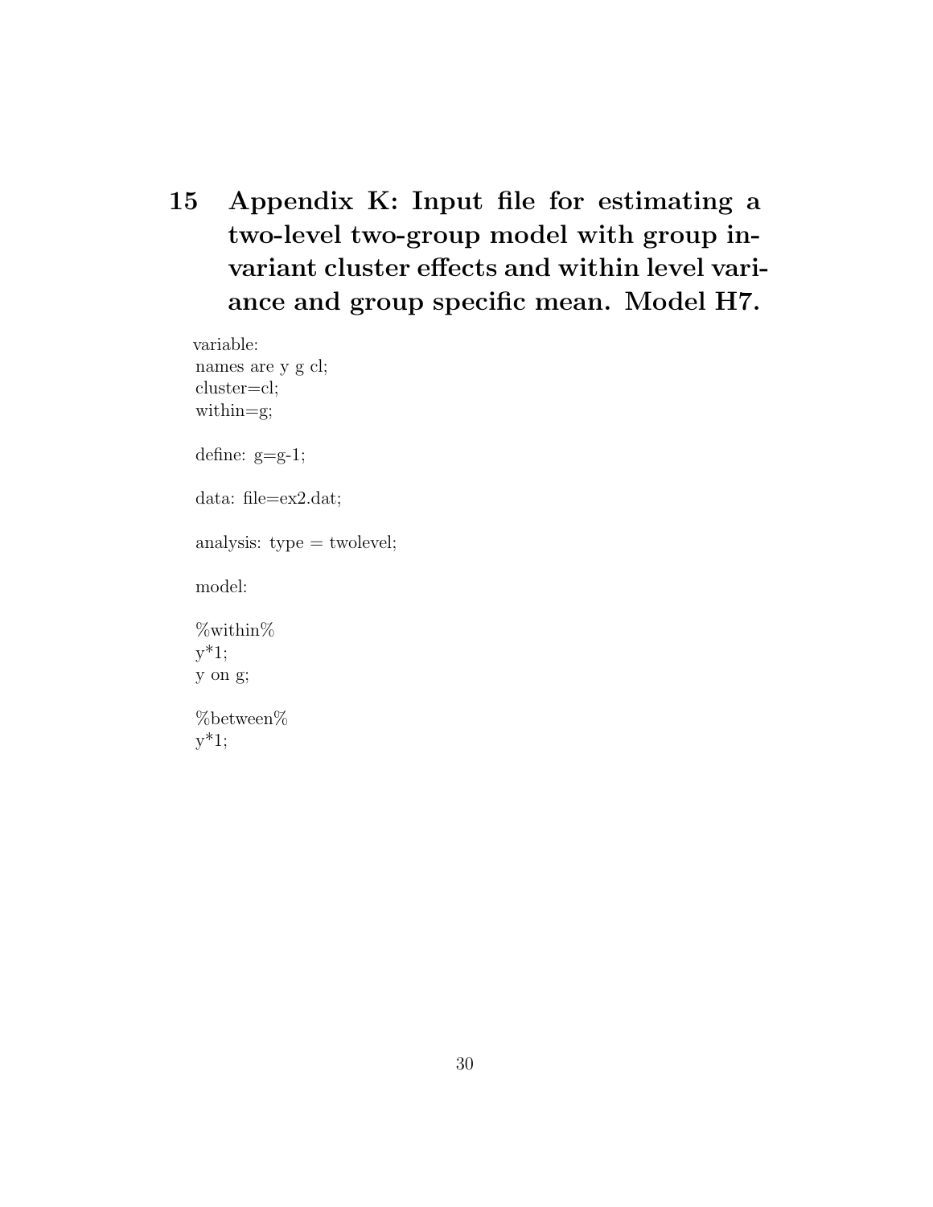# 15 Appendix K: Input file for estimating a two-level two-group model with group invariant cluster effects and within level variance and group specific mean. Model H7.

```
variable:
names are y g cl;
cluster=cl;
within=g;

define: g=g-1;

data: file=ex2.dat;

analysis: type = twolevel;

model:

%within%
y*1;
y on g;

%between%
y*1;
```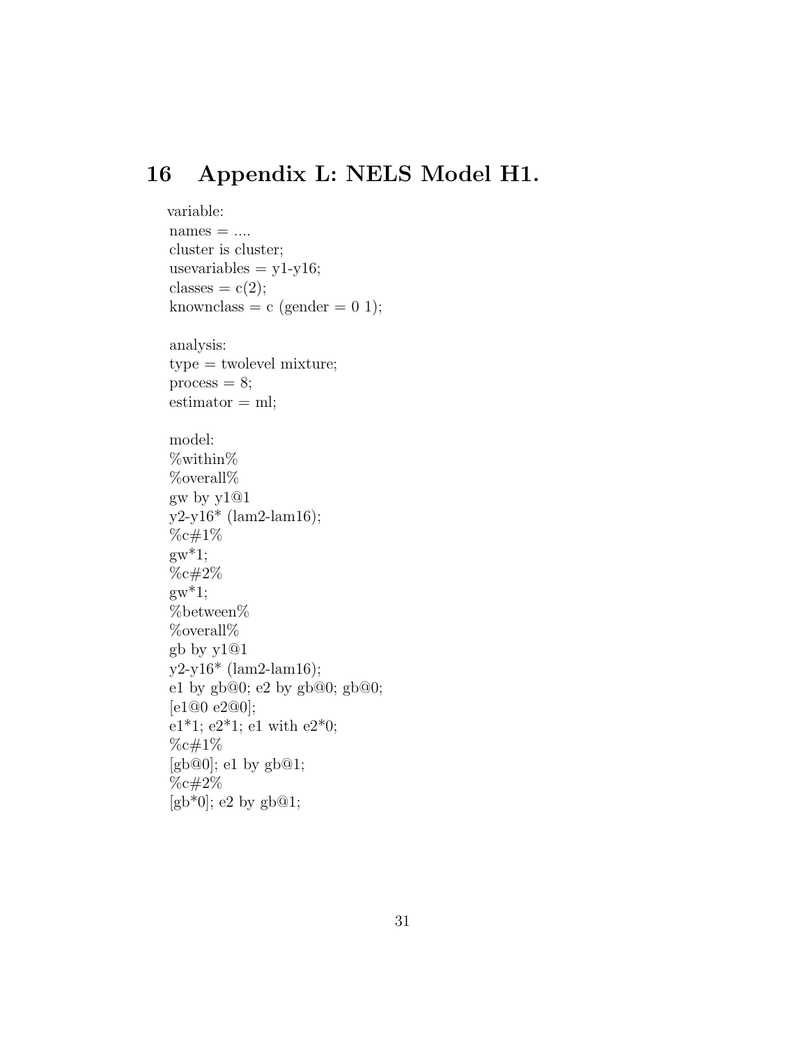# 16 Appendix L: NELS Model H1.

```
variable:
names = ....
cluster is cluster;
usevariables = y1-y16;
classes = c(2);
knownclass = c (gender = 0 1);

analysis:
type = twolevel mixture;
process = 8;
estimator = ml;

model:
%within%
%overall%
gw by y1@1
y2-y16* (lam2-lam16);
%c#1%
gw*1;
%c#2%
gw*1;
%between%
%overall%
gb by y1@1
y2-y16* (lam2-lam16);
e1 by gb@0; e2 by gb@0; gb@0;
[e1@0 e2@0];
e1*1; e2*1; e1 with e2*0;
%c#1%
[gb@0]; e1 by gb@1;
%c#2%
[gb*0]; e2 by gb@1;
```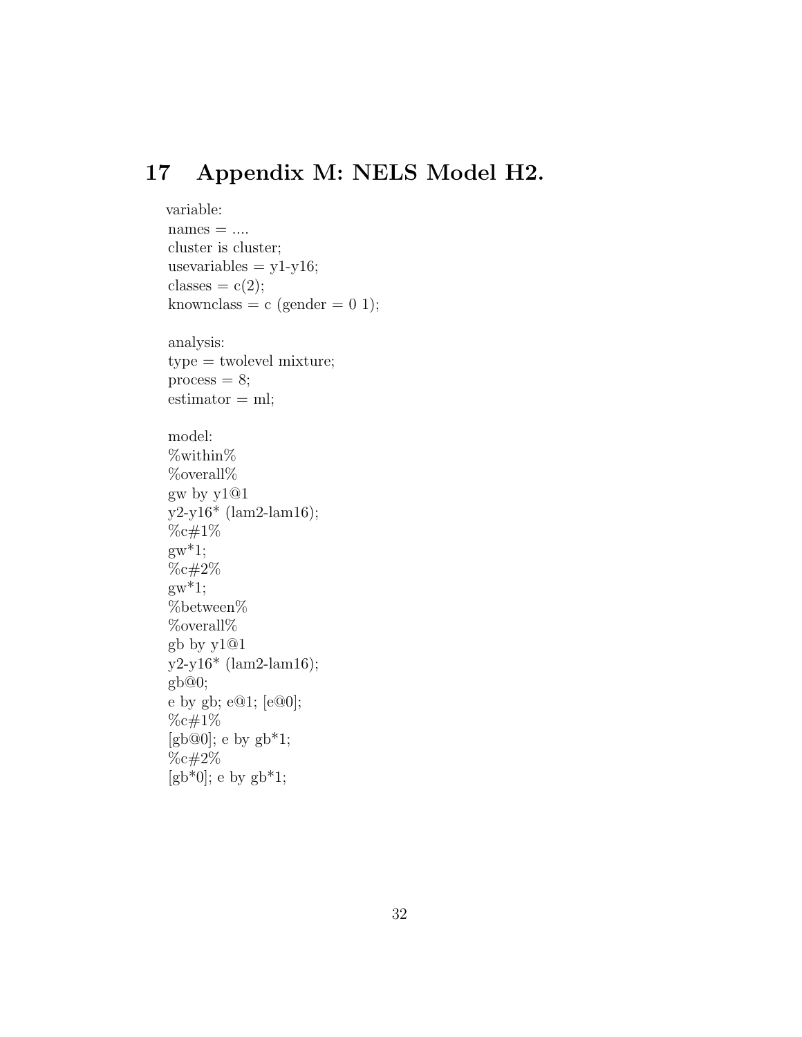# 17 Appendix M: NELS Model H2.

```
variable:
names = ....
cluster is cluster;
usevariables = y1-y16;
classes = c(2);
knownclass = c (gender = 0 1);

analysis:
type = twolevel mixture;
process = 8;
estimator = ml;

model:
%within%
%overall%
gw by y1@1
y2-y16* (lam2-lam16);
%c#1%
gw*1;
%c#2%
gw*1;
%between%
%overall%
gb by y1@1
y2-y16* (lam2-lam16);
gb@0;
e by gb; e@1; [e@0];
%c#1%
[gb@0]; e by gb*1;
%c#2%
[gb*0]; e by gb*1;
```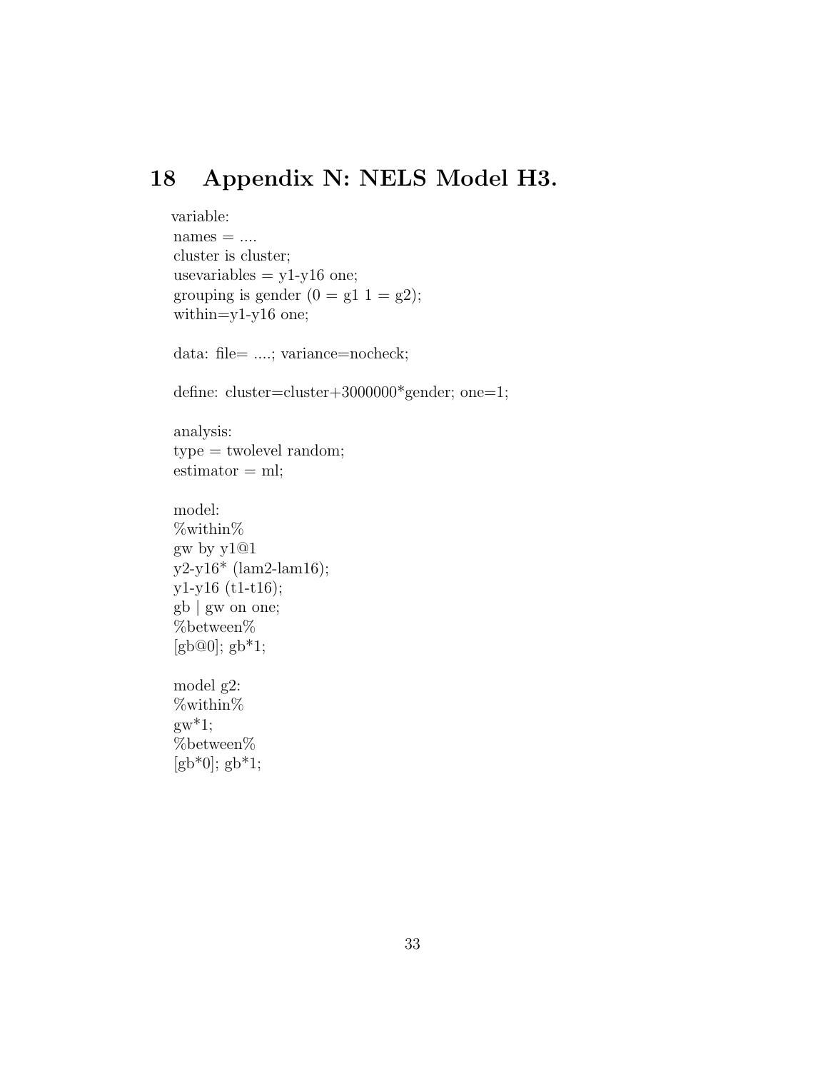# 18 Appendix N: NELS Model H3.

```
variable:
names = ....
cluster is cluster;
usevariables = y1-y16 one;
grouping is gender (0 = g1 1 = g2);
within=y1-y16 one;

data: file= ....; variance=nocheck;

define: cluster=cluster+3000000*gender; one=1;

analysis:
type = twolevel random;
estimator = ml;

model:
%within%
gw by y1@1
y2-y16* (lam2-lam16);
y1-y16 (t1-t16);
gb | gw on one;
%between%
[gb@0]; gb*1;

model g2:
%within%
gw*1;
%between%
[gb*0]; gb*1;
```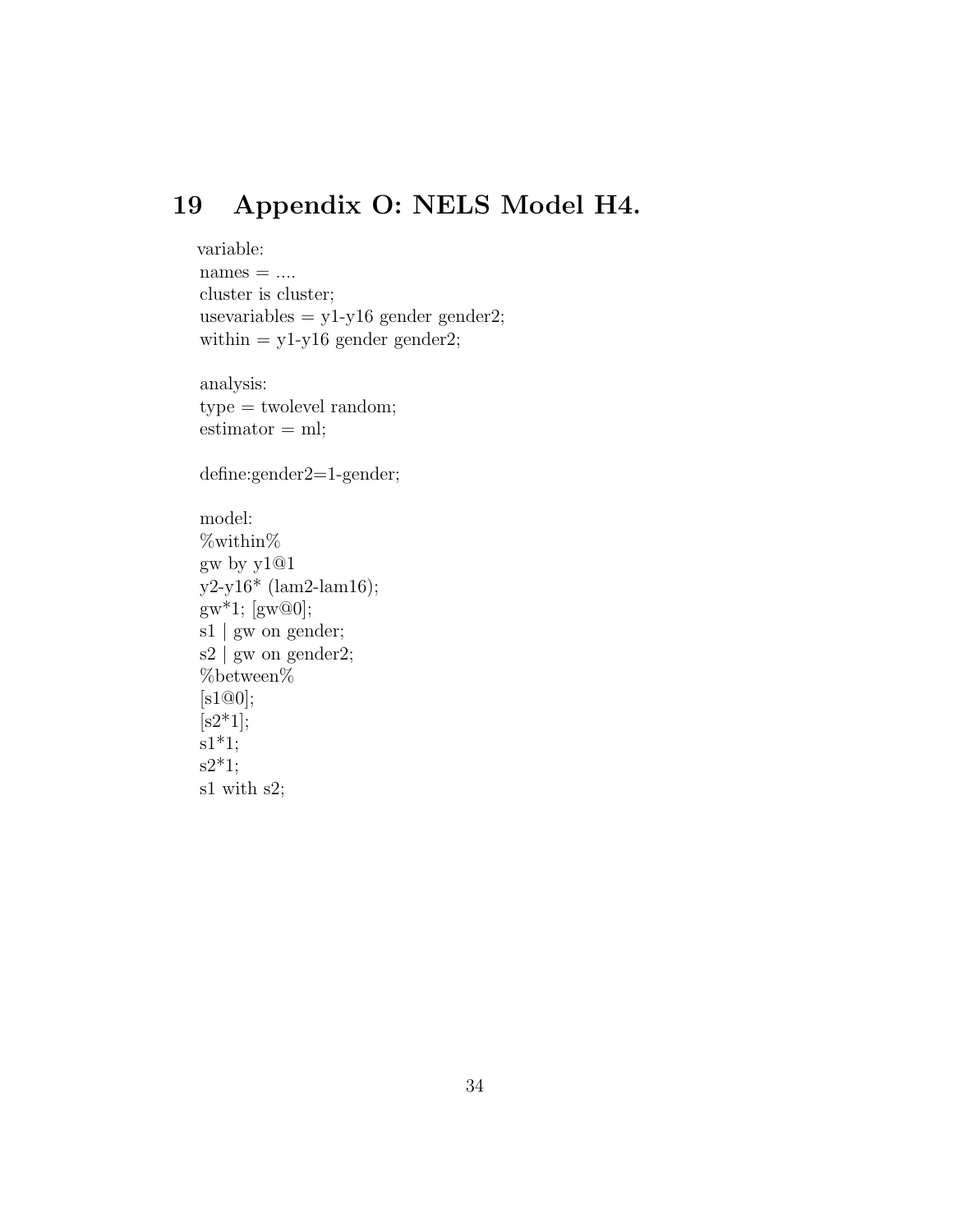# 19 Appendix O: NELS Model H4.

```
variable:
names = ....
cluster is cluster;
usevariables = y1-y16 gender gender2;
within = y1-y16 gender gender2;

analysis:
type = twolevel random;
estimator = ml;

define:gender2=1-gender;

model:
%within%
gw by y1@1
y2-y16* (lam2-lam16);
gw*1; [gw@0];
s1 | gw on gender;
s2 | gw on gender2;
%between%
[s1@0];
[s2*1];
s1*1;
s2*1;
s1 with s2;
```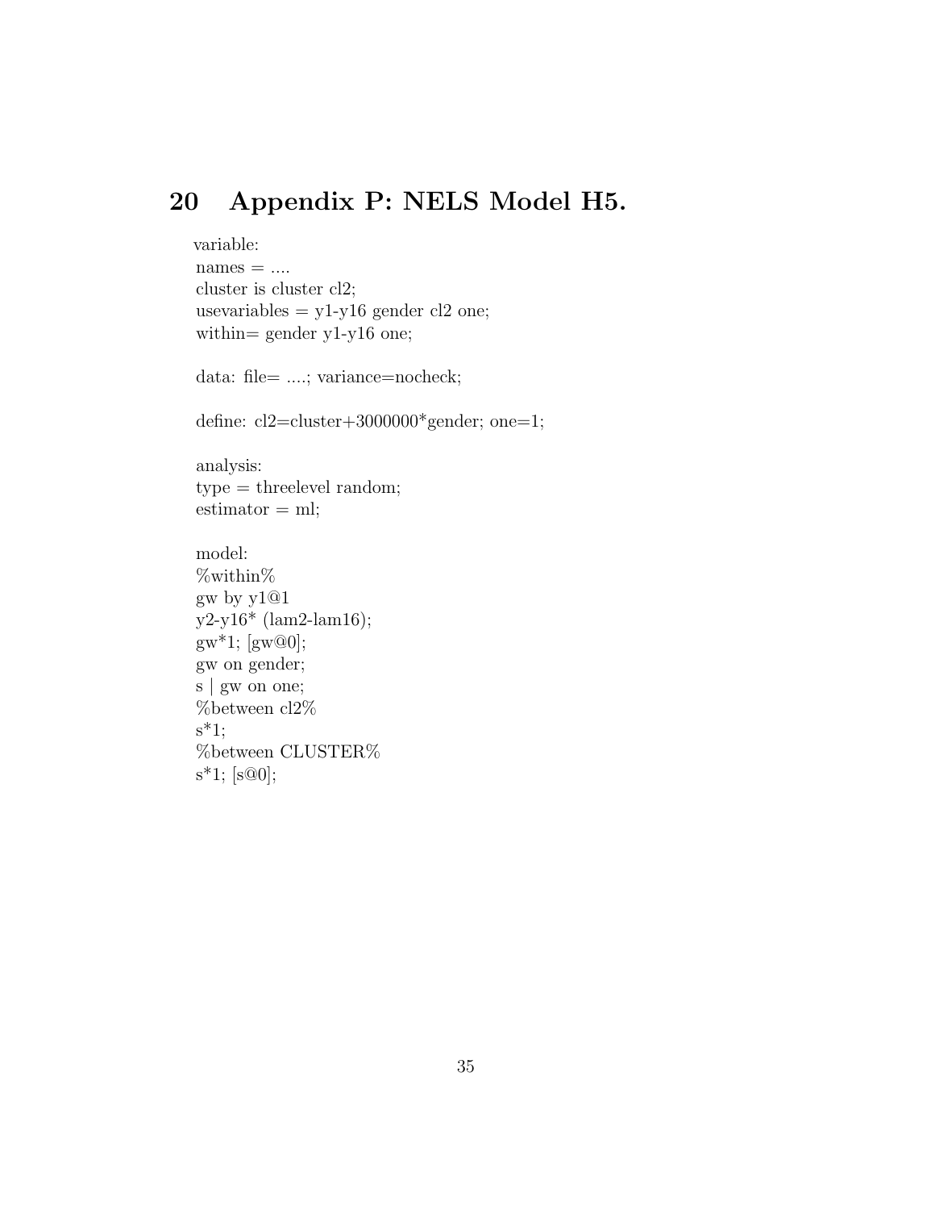# 20 Appendix P: NELS Model H5.

```
variable:
names = ....
cluster is cluster cl2;
usevariables = y1-y16 gender cl2 one;
within= gender y1-y16 one;

data: file= ....; variance=nocheck;

define: cl2=cluster+3000000*gender; one=1;

analysis:
type = threelevel random;
estimator = ml;

model:
%within%
gw by y1@1
y2-y16* (lam2-lam16);
gw*1; [gw@0];
gw on gender;
s | gw on one;
%between cl2%
s*1;
%between CLUSTER%
s*1; [s@0];
```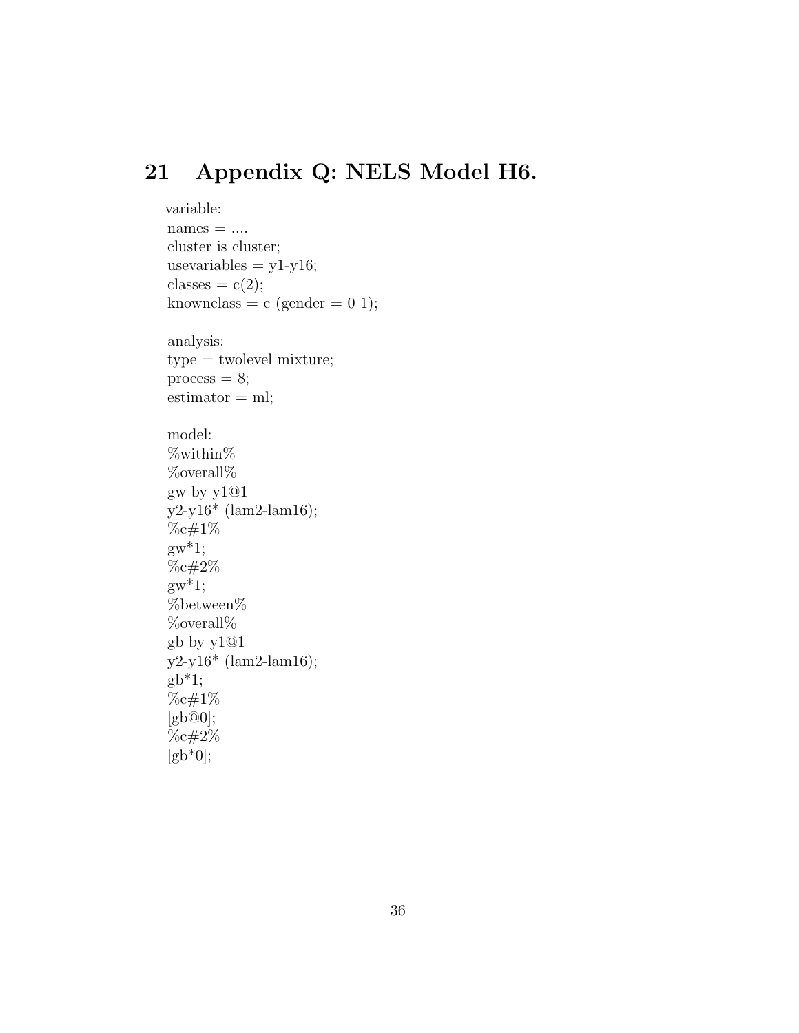## 21 Appendix Q: NELS Model H6.

```
variable:
names = ....
cluster is cluster;
usevariables = y1-y16;
classes = c(2);
knownclass = c (gender = 0 1);

analysis:
type = twolevel mixture;
process = 8;
estimator = ml;

model:
%within%
%overall%
gw by y1@1
y2-y16* (lam2-lam16);
%c#1%
gw*1;
%c#2%
gw*1;
%between%
%overall%
gb by y1@1
y2-y16* (lam2-lam16);
gb*1;
%c#1%
[gb@0];
%c#2%
[gb*0];
```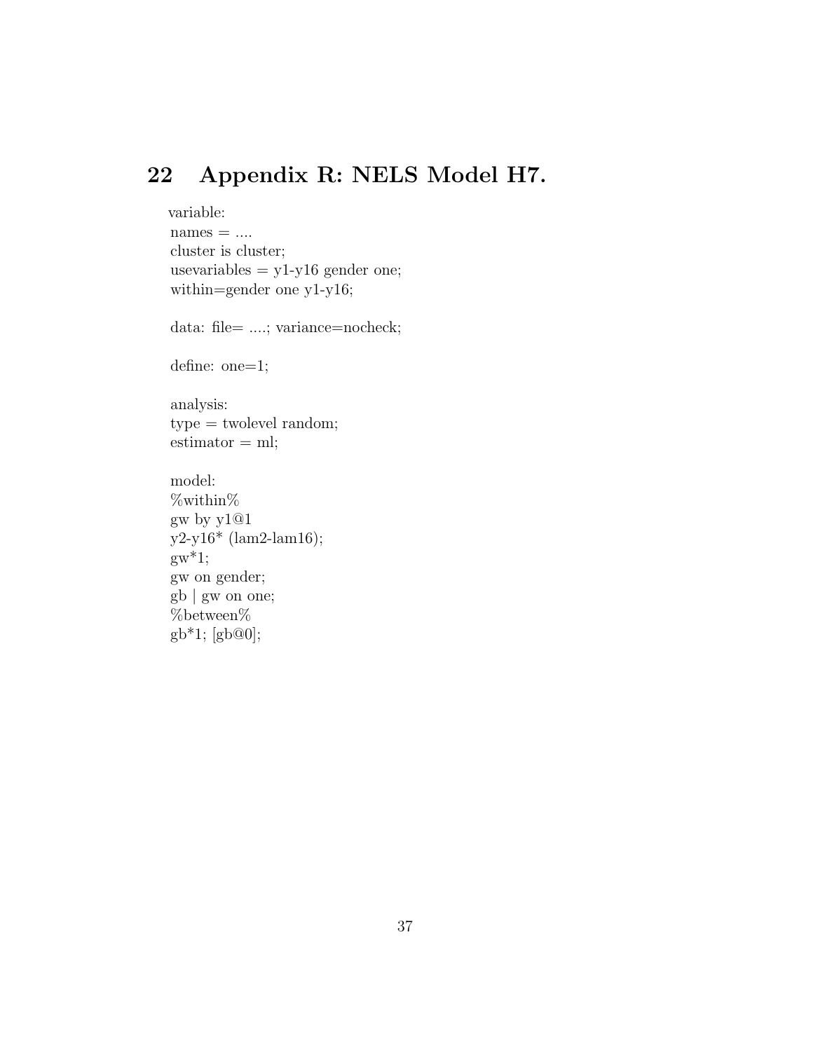## 22 Appendix R: NELS Model H7.

```
variable:
names = ....
cluster is cluster;
usevariables = y1-y16 gender one;
within=gender one y1-y16;

data: file= ....; variance=nocheck;

define: one=1;

analysis:
type = twolevel random;
estimator = ml;

model:
%within%
gw by y1@1
y2-y16* (lam2-lam16);
gw*1;
gw on gender;
gb | gw on one;
%between%
gb*1; [gb@0];
```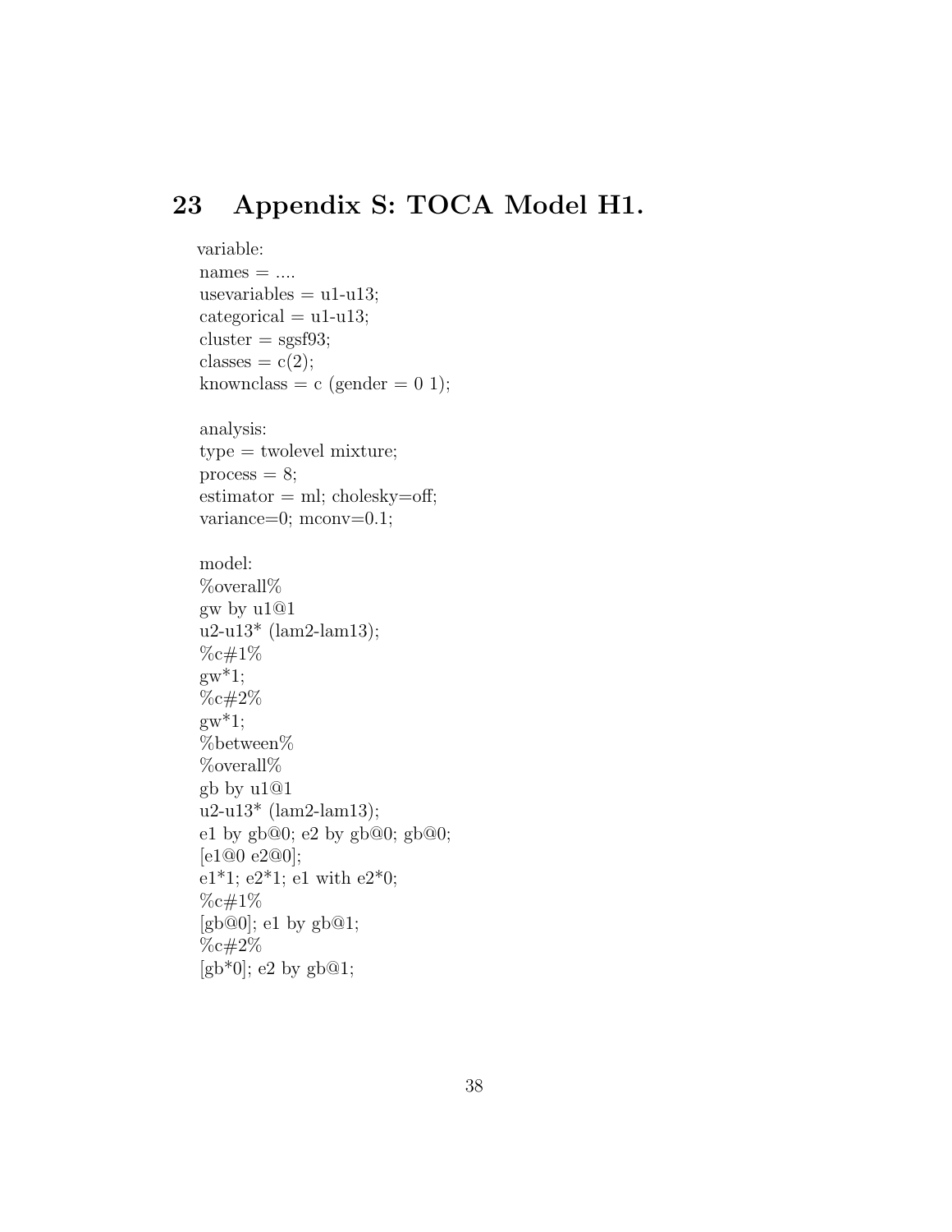## 23 Appendix S: TOCA Model H1.

```
variable:
names = ....
usevariables = u1-u13;
categorical = u1-u13;
cluster = sgsf93;
classes = c(2);
knownclass = c (gender = 0 1);

analysis:
type = twolevel mixture;
process = 8;
estimator = ml; cholesky=off;
variance=0; mconv=0.1;

model:
%overall%
gw by u1@1
u2-u13* (lam2-lam13);
%c#1%
gw*1;
%c#2%
gw*1;
%between%
%overall%
gb by u1@1
u2-u13* (lam2-lam13);
e1 by gb@0; e2 by gb@0; gb@0;
[e1@0 e2@0];
e1*1; e2*1; e1 with e2*0;
%c#1%
[gb@0]; e1 by gb@1;
%c#2%
[gb*0]; e2 by gb@1;
```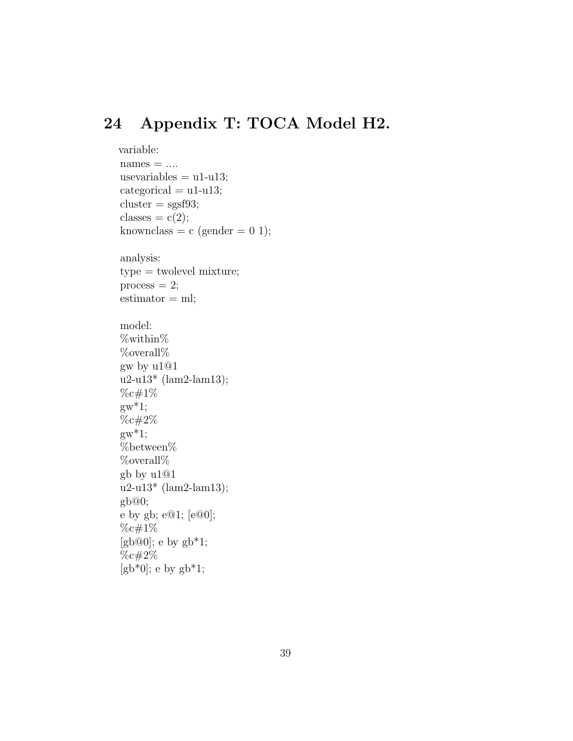# 24 Appendix T: TOCA Model H2.

```
variable:
names = ....
usevariables = u1-u13;
categorical = u1-u13;
cluster = sgsf93;
classes = c(2);
knownclass = c (gender = 0 1);

analysis:
type = twolevel mixture;
process = 2;
estimator = ml;

model:
%within%
%overall%
gw by u1@1
u2-u13* (lam2-lam13);
%c#1%
gw*1;
%c#2%
gw*1;
%between%
%overall%
gb by u1@1
u2-u13* (lam2-lam13);
gb@0;
e by gb; e@1; [e@0];
%c#1%
[gb@0]; e by gb*1;
%c#2%
[gb*0]; e by gb*1;
```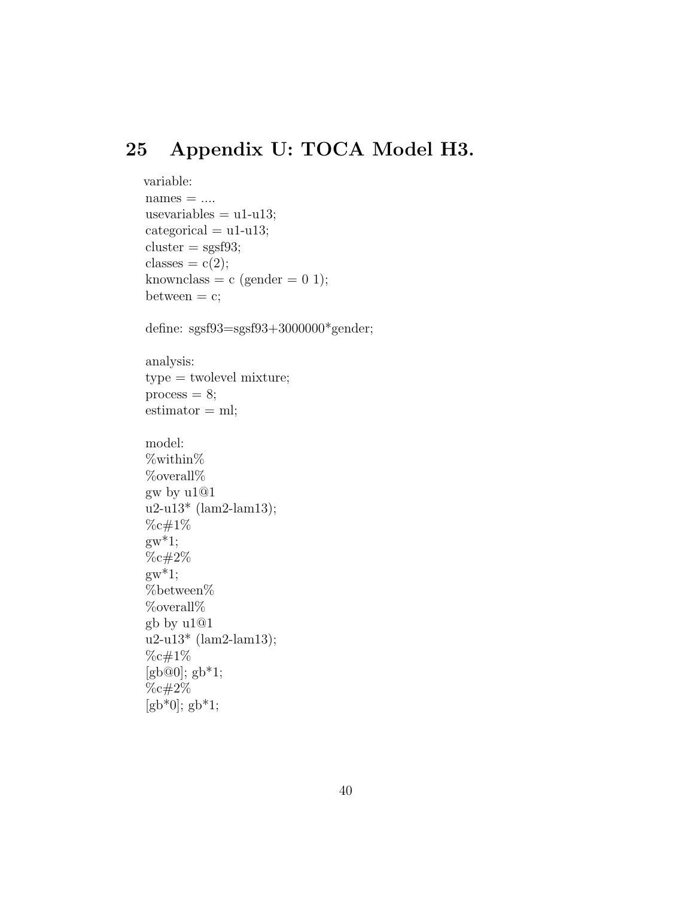# 25 Appendix U: TOCA Model H3.

```
variable:
names = ....
usevariables = u1-u13;
categorical = u1-u13;
cluster = sgsf93;
classes = c(2);
knownclass = c (gender = 0 1);
between = c;

define: sgsf93=sgsf93+3000000*gender;

analysis:
type = twolevel mixture;
process = 8;
estimator = ml;

model:
%within%
%overall%
gw by u1@1
u2-u13* (lam2-lam13);
%c#1%
gw*1;
%c#2%
gw*1;
%between%
%overall%
gb by u1@1
u2-u13* (lam2-lam13);
%c#1%
[gb@0]; gb*1;
%c#2%
[gb*0]; gb*1;
```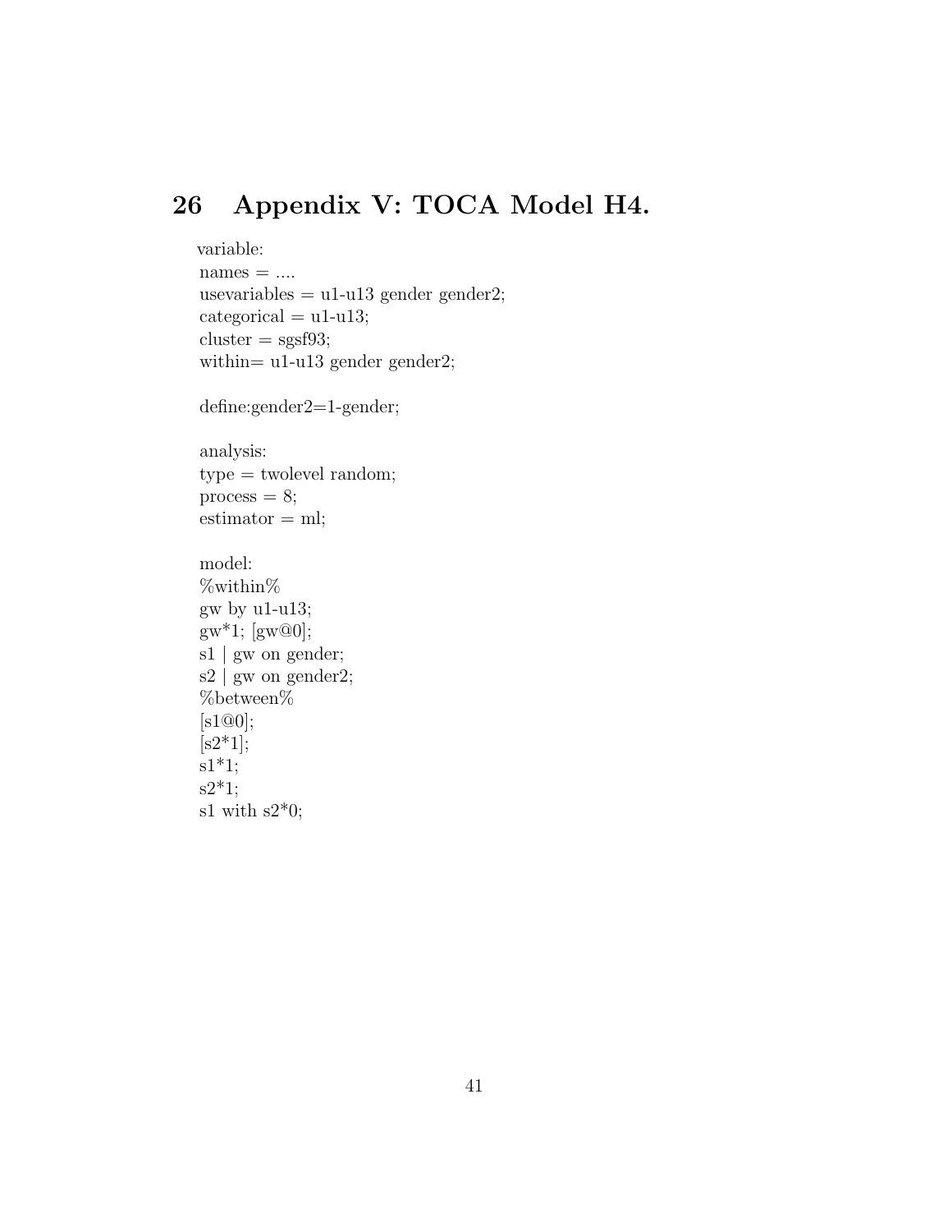## 26 Appendix V: TOCA Model H4.

```
variable:
names = ....
usevariables = u1-u13 gender gender2;
categorical = u1-u13;
cluster = sgsf93;
within= u1-u13 gender gender2;

define:gender2=1-gender;

analysis:
type = twolevel random;
process = 8;
estimator = ml;

model:
%within%
gw by u1-u13;
gw*1; [gw@0];
s1 | gw on gender;
s2 | gw on gender2;
%between%
[s1@0];
[s2*1];
s1*1;
s2*1;
s1 with s2*0;
```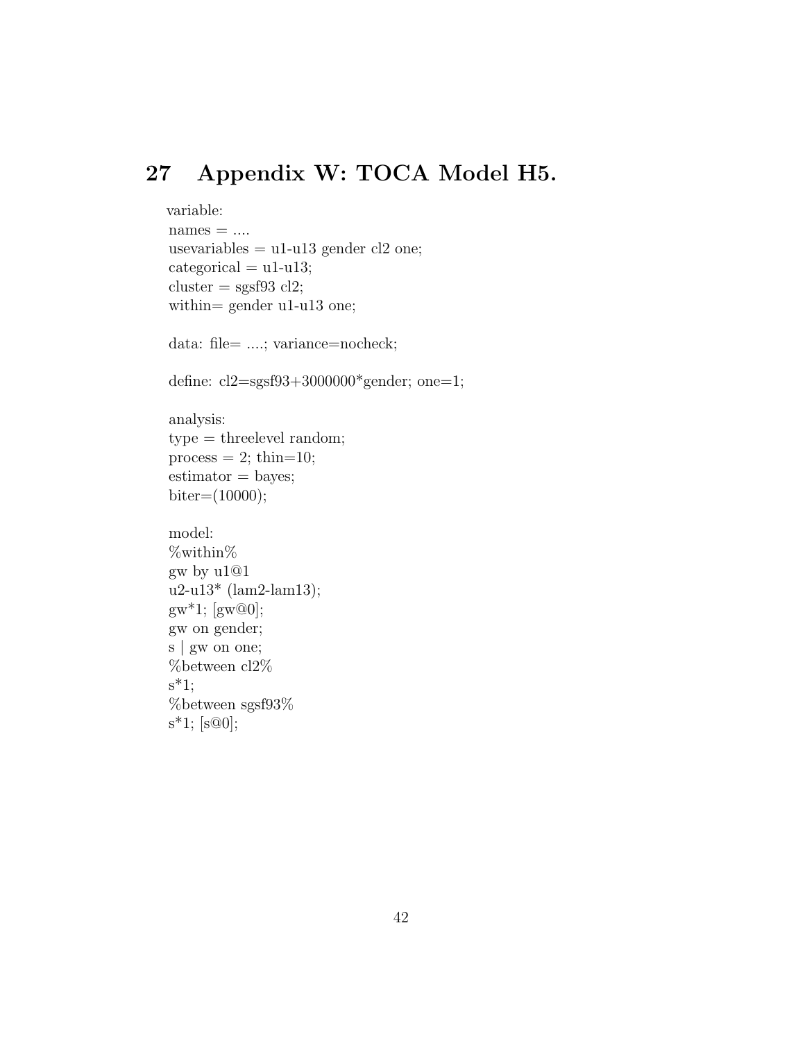# 27 Appendix W: TOCA Model H5.

```
variable:
names = ....
usevariables = u1-u13 gender cl2 one;
categorical = u1-u13;
cluster = sgsf93 cl2;
within= gender u1-u13 one;

data: file= ....; variance=nocheck;

define: cl2=sgsf93+3000000*gender; one=1;

analysis:
type = threelevel random;
process = 2; thin=10;
estimator = bayes;
biter=(10000);

model:
%within%
gw by u1@1
u2-u13* (lam2-lam13);
gw*1; [gw@0];
gw on gender;
s | gw on one;
%between cl2%
s*1;
%between sgsf93%
s*1; [s@0];
```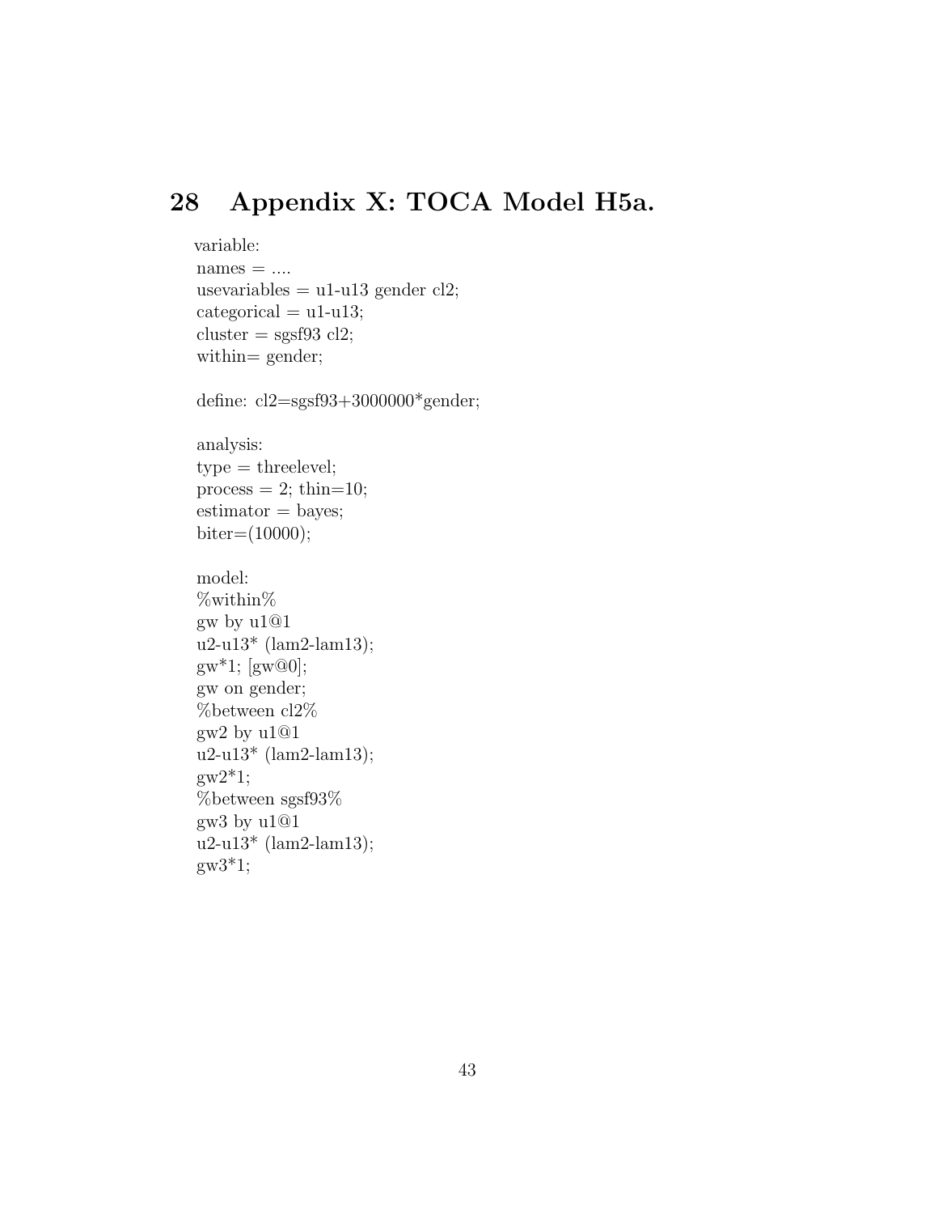## 28 Appendix X: TOCA Model H5a.

```
variable:
names = ....
usevariables = u1-u13 gender cl2;
categorical = u1-u13;
cluster = sgsf93 cl2;
within= gender;

define: cl2=sgsf93+3000000*gender;

analysis:
type = threelevel;
process = 2; thin=10;
estimator = bayes;
biter=(10000);

model:
%within%
gw by u1@1
u2-u13* (lam2-lam13);
gw*1; [gw@0];
gw on gender;
%between cl2%
gw2 by u1@1
u2-u13* (lam2-lam13);
gw2*1;
%between sgsf93%
gw3 by u1@1
u2-u13* (lam2-lam13);
gw3*1;
```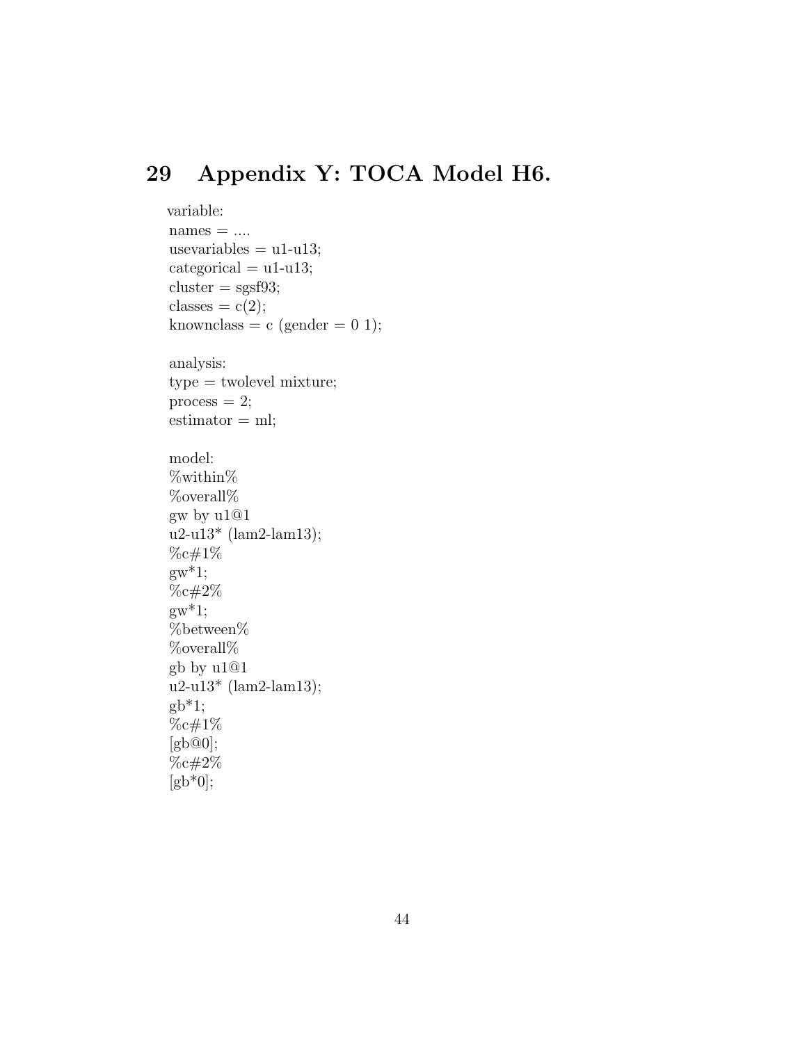## 29 Appendix Y: TOCA Model H6.

```
variable:
names = ....
usevariables = u1-u13;
categorical = u1-u13;
cluster = sgsf93;
classes = c(2);
knownclass = c (gender = 0 1);

analysis:
type = twolevel mixture;
process = 2;
estimator = ml;

model:
%within%
%overall%
gw by u1@1
u2-u13* (lam2-lam13);
%c#1%
gw*1;
%c#2%
gw*1;
%between%
%overall%
gb by u1@1
u2-u13* (lam2-lam13);
gb*1;
%c#1%
[gb@0];
%c#2%
[gb*0];
```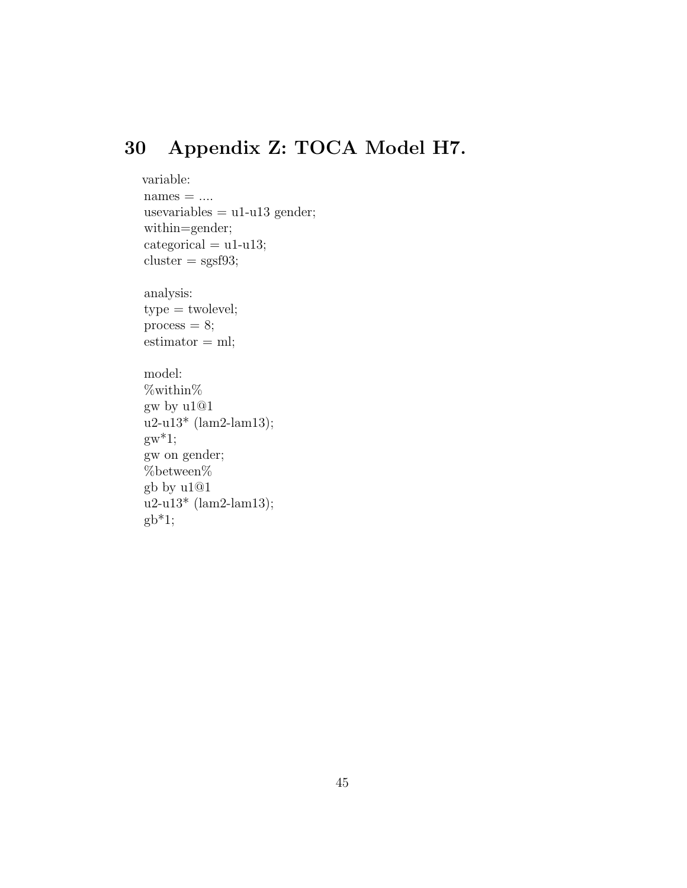# 30 Appendix Z: TOCA Model H7.

```
variable:
names = ....
usevariables = u1-u13 gender;
within=gender;
categorical = u1-u13;
cluster = sgsf93;

analysis:
type = twolevel;
process = 8;
estimator = ml;

model:
%within%
gw by u1@1
u2-u13* (lam2-lam13);
gw*1;
gw on gender;
%between%
gb by u1@1
u2-u13* (lam2-lam13);
gb*1;
```